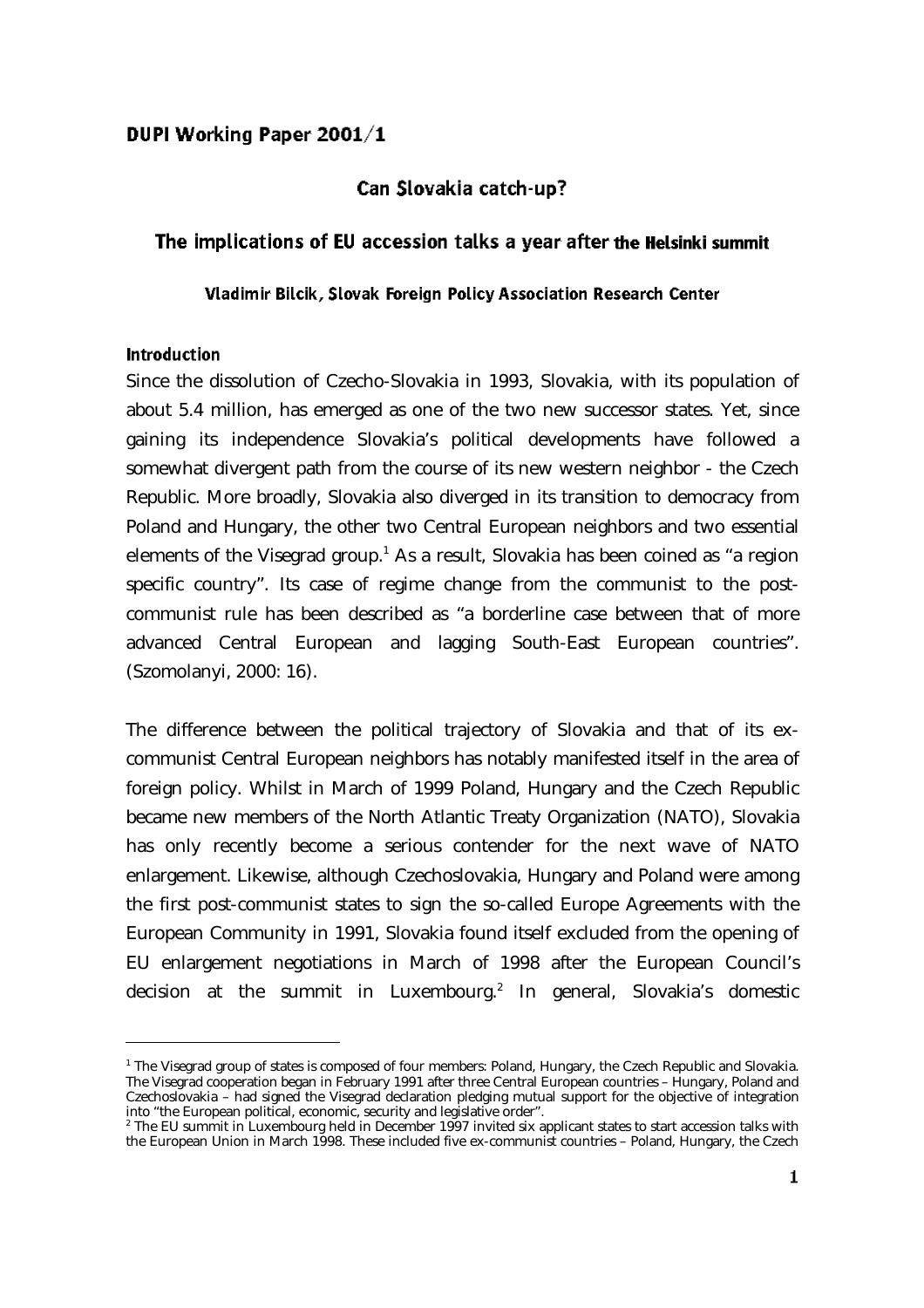**DUPI Working Paper 2001/1**

# Can Slovakia catch-up?

## The implications of EU accession talks a year after the Helsinki summit

**Vladimir Bilcik, Slovak Foreign Policy Association Research Center**

### Introduction

Since the dissolution of Czecho-Slovakia in 1993, Slovakia, with its population of about 5.4 million, has emerged as one of the two new successor states. Yet, since gaining its independence Slovakia's political developments have followed a somewhat divergent path from the course of its new western neighbor - the Czech Republic. More broadly, Slovakia also diverged in its transition to democracy from Poland and Hungary, the other two Central European neighbors and two essential elements of the Visegrad group.[1] As a result, Slovakia has been coined as "a region specific country". Its case of regime change from the communist to the post-communist rule has been described as "a borderline case between that of more advanced Central European and lagging South-East European countries". (Szomolanyi, 2000: 16).

The difference between the political trajectory of Slovakia and that of its ex-communist Central European neighbors has notably manifested itself in the area of foreign policy. Whilst in March of 1999 Poland, Hungary and the Czech Republic became new members of the North Atlantic Treaty Organization (NATO), Slovakia has only recently become a serious contender for the next wave of NATO enlargement. Likewise, although Czechoslovakia, Hungary and Poland were among the first post-communist states to sign the so-called Europe Agreements with the European Community in 1991, Slovakia found itself excluded from the opening of EU enlargement negotiations in March of 1998 after the European Council's decision at the summit in Luxembourg.[2] In general, Slovakia's domestic

---

[1] The Visegrad group of states is composed of four members: Poland, Hungary, the Czech Republic and Slovakia. The Visegrad cooperation began in February 1991 after three Central European countries – Hungary, Poland and Czechoslovakia – had signed the Visegrad declaration pledging mutual support for the objective of integration into "the European political, economic, security and legislative order".

[2] The EU summit in Luxembourg held in December 1997 invited six applicant states to start accession talks with the European Union in March 1998. These included five ex-communist countries – Poland, Hungary, the Czech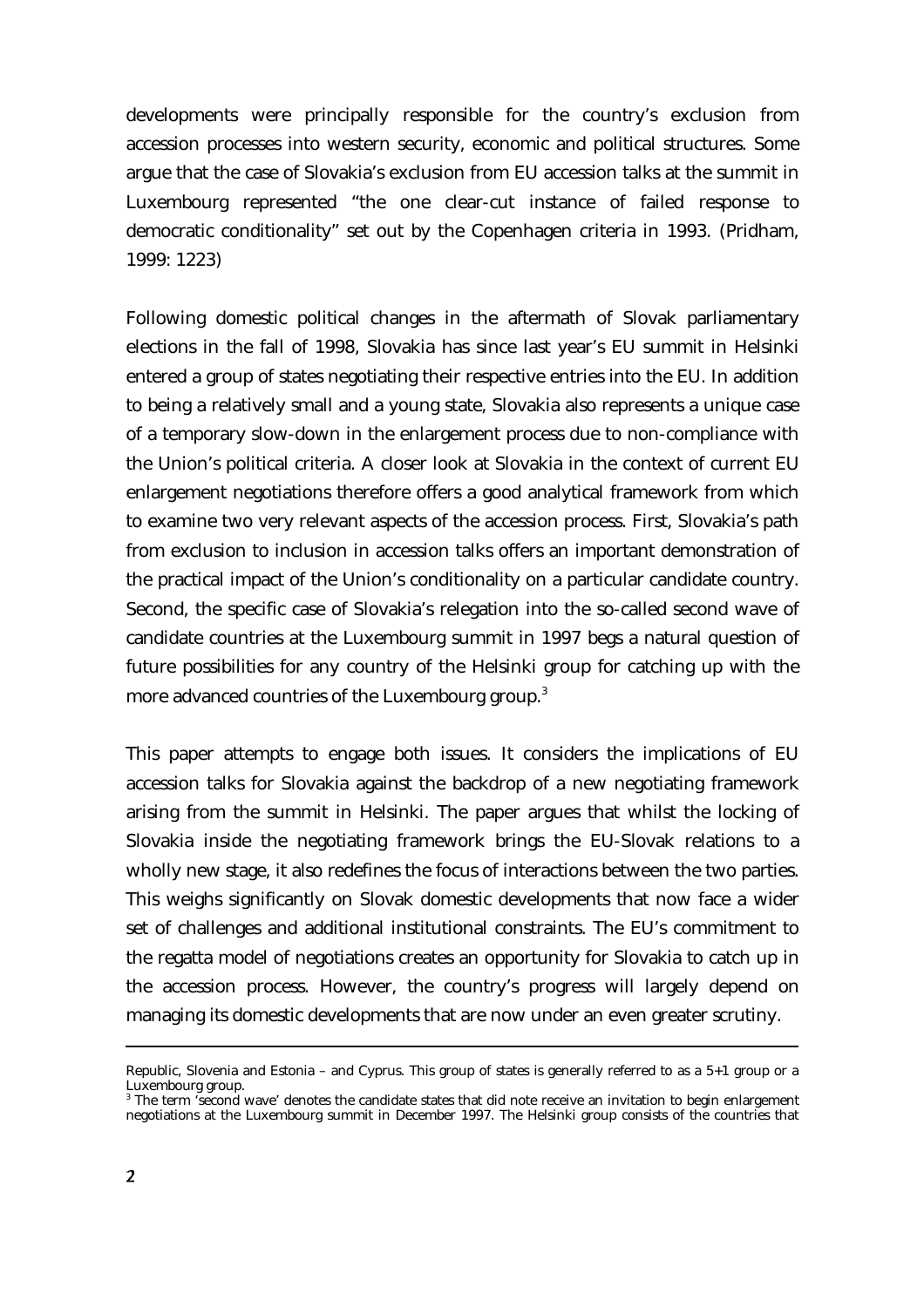developments were principally responsible for the country's exclusion from accession processes into western security, economic and political structures. Some argue that the case of Slovakia's exclusion from EU accession talks at the summit in Luxembourg represented "the one clear-cut instance of failed response to democratic conditionality" set out by the Copenhagen criteria in 1993. (Pridham, 1999: 1223)

Following domestic political changes in the aftermath of Slovak parliamentary elections in the fall of 1998, Slovakia has since last year's EU summit in Helsinki entered a group of states negotiating their respective entries into the EU. In addition to being a relatively small and a young state, Slovakia also represents a unique case of a temporary slow-down in the enlargement process due to non-compliance with the Union's political criteria. A closer look at Slovakia in the context of current EU enlargement negotiations therefore offers a good analytical framework from which to examine two very relevant aspects of the accession process. First, Slovakia's path from exclusion to inclusion in accession talks offers an important demonstration of the practical impact of the Union's conditionality on a particular candidate country. Second, the specific case of Slovakia's relegation into the so-called second wave of candidate countries at the Luxembourg summit in 1997 begs a natural question of future possibilities for any country of the Helsinki group for catching up with the more advanced countries of the Luxembourg group.[3]

This paper attempts to engage both issues. It considers the implications of EU accession talks for Slovakia against the backdrop of a new negotiating framework arising from the summit in Helsinki. The paper argues that whilst the locking of Slovakia inside the negotiating framework brings the EU-Slovak relations to a wholly new stage, it also redefines the focus of interactions between the two parties. This weighs significantly on Slovak domestic developments that now face a wider set of challenges and additional institutional constraints. The EU's commitment to the regatta model of negotiations creates an opportunity for Slovakia to catch up in the accession process. However, the country's progress will largely depend on managing its domestic developments that are now under an even greater scrutiny.

---

Republic, Slovenia and Estonia – and Cyprus. This group of states is generally referred to as a 5+1 group or a Luxembourg group.

[3] The term 'second wave' denotes the candidate states that did note receive an invitation to begin enlargement negotiations at the Luxembourg summit in December 1997. The Helsinki group consists of the countries that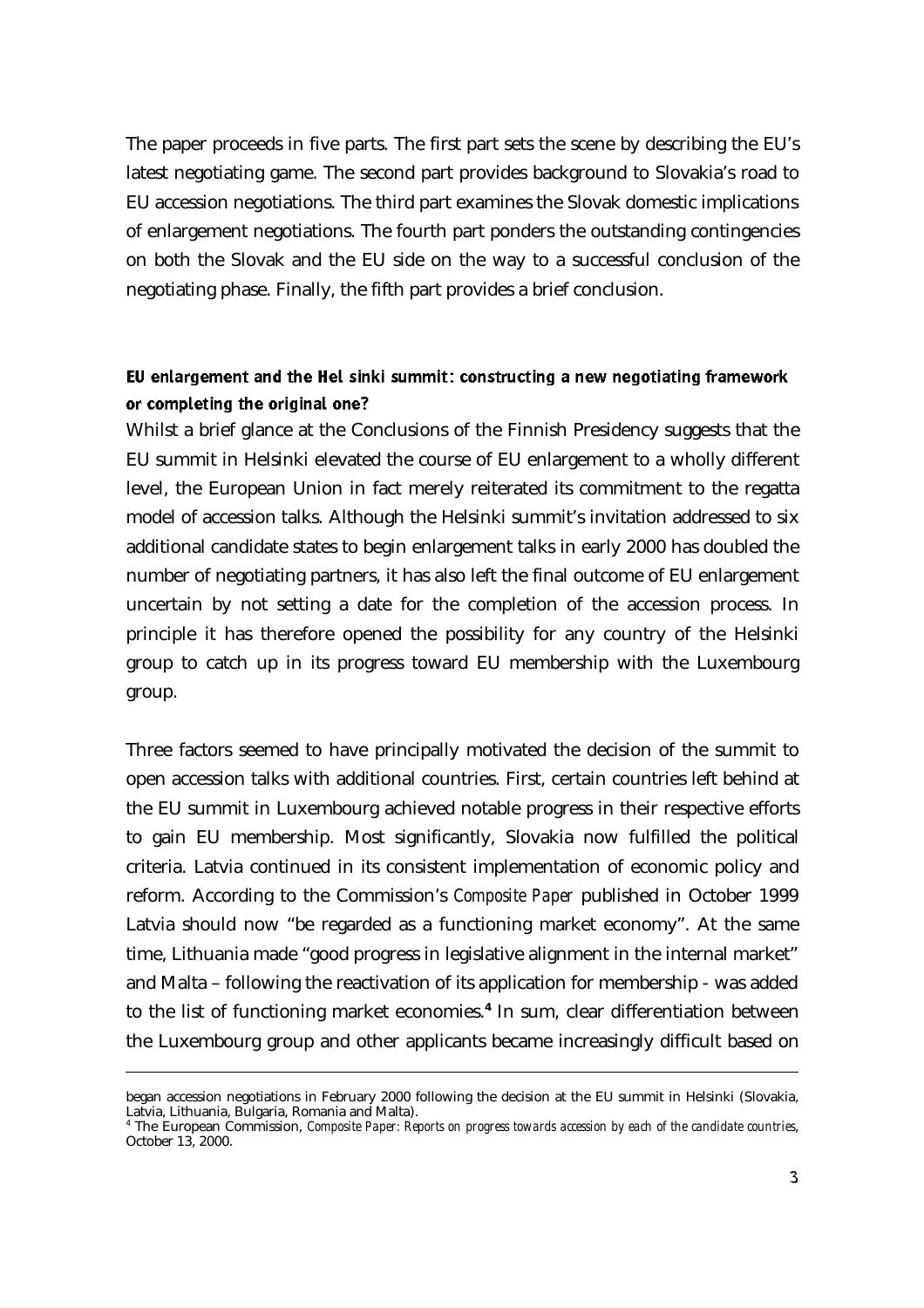The paper proceeds in five parts. The first part sets the scene by describing the EU's latest negotiating game. The second part provides background to Slovakia's road to EU accession negotiations. The third part examines the Slovak domestic implications of enlargement negotiations. The fourth part ponders the outstanding contingencies on both the Slovak and the EU side on the way to a successful conclusion of the negotiating phase. Finally, the fifth part provides a brief conclusion.

## EU enlargement and the Helsinki summit: constructing a new negotiating framework or completing the original one?

Whilst a brief glance at the Conclusions of the Finnish Presidency suggests that the EU summit in Helsinki elevated the course of EU enlargement to a wholly different level, the European Union in fact merely reiterated its commitment to the regatta model of accession talks. Although the Helsinki summit's invitation addressed to six additional candidate states to begin enlargement talks in early 2000 has doubled the number of negotiating partners, it has also left the final outcome of EU enlargement uncertain by not setting a date for the completion of the accession process. In principle it has therefore opened the possibility for any country of the Helsinki group to catch up in its progress toward EU membership with the Luxembourg group.

Three factors seemed to have principally motivated the decision of the summit to open accession talks with additional countries. First, certain countries left behind at the EU summit in Luxembourg achieved notable progress in their respective efforts to gain EU membership. Most significantly, Slovakia now fulfilled the political criteria. Latvia continued in its consistent implementation of economic policy and reform. According to the Commission's *Composite Paper* published in October 1999 Latvia should now "be regarded as a functioning market economy". At the same time, Lithuania made "good progress in legislative alignment in the internal market" and Malta – following the reactivation of its application for membership - was added to the list of functioning market economies.[4] In sum, clear differentiation between the Luxembourg group and other applicants became increasingly difficult based on

---

began accession negotiations in February 2000 following the decision at the EU summit in Helsinki (Slovakia, Latvia, Lithuania, Bulgaria, Romania and Malta).

[4] The European Commission, *Composite Paper: Reports on progress towards accession by each of the candidate countries*, October 13, 2000.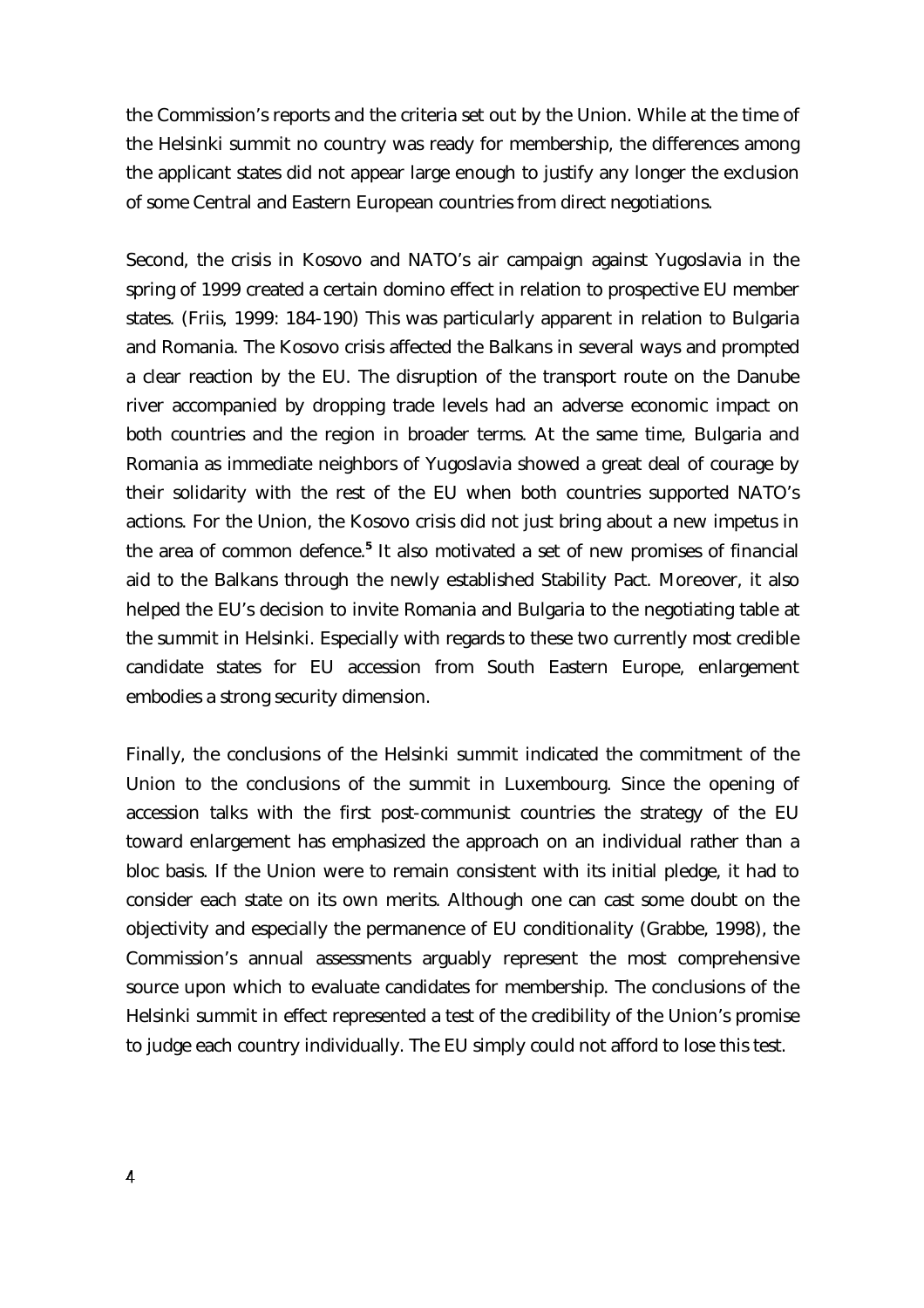the Commission's reports and the criteria set out by the Union. While at the time of the Helsinki summit no country was ready for membership, the differences among the applicant states did not appear large enough to justify any longer the exclusion of some Central and Eastern European countries from direct negotiations.

Second, the crisis in Kosovo and NATO's air campaign against Yugoslavia in the spring of 1999 created a certain domino effect in relation to prospective EU member states. (Friis, 1999: 184-190) This was particularly apparent in relation to Bulgaria and Romania. The Kosovo crisis affected the Balkans in several ways and prompted a clear reaction by the EU. The disruption of the transport route on the Danube river accompanied by dropping trade levels had an adverse economic impact on both countries and the region in broader terms. At the same time, Bulgaria and Romania as immediate neighbors of Yugoslavia showed a great deal of courage by their solidarity with the rest of the EU when both countries supported NATO's actions. For the Union, the Kosovo crisis did not just bring about a new impetus in the area of common defence.[5] It also motivated a set of new promises of financial aid to the Balkans through the newly established Stability Pact. Moreover, it also helped the EU's decision to invite Romania and Bulgaria to the negotiating table at the summit in Helsinki. Especially with regards to these two currently most credible candidate states for EU accession from South Eastern Europe, enlargement embodies a strong security dimension.

Finally, the conclusions of the Helsinki summit indicated the commitment of the Union to the conclusions of the summit in Luxembourg. Since the opening of accession talks with the first post-communist countries the strategy of the EU toward enlargement has emphasized the approach on an individual rather than a bloc basis. If the Union were to remain consistent with its initial pledge, it had to consider each state on its own merits. Although one can cast some doubt on the objectivity and especially the permanence of EU conditionality (Grabbe, 1998), the Commission's annual assessments arguably represent the most comprehensive source upon which to evaluate candidates for membership. The conclusions of the Helsinki summit in effect represented a test of the credibility of the Union's promise to judge each country individually. The EU simply could not afford to lose this test.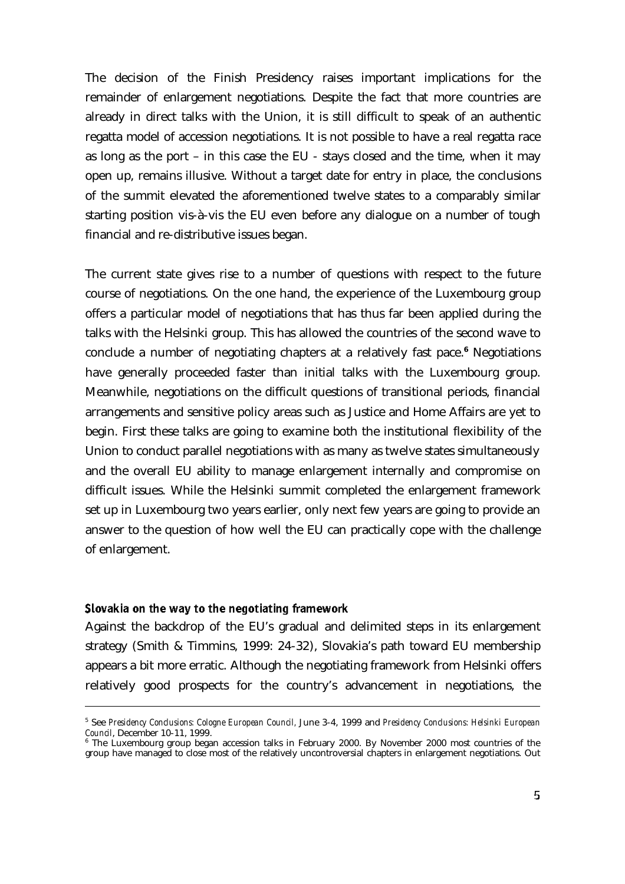The decision of the Finish Presidency raises important implications for the remainder of enlargement negotiations. Despite the fact that more countries are already in direct talks with the Union, it is still difficult to speak of an authentic regatta model of accession negotiations. It is not possible to have a real regatta race as long as the port – in this case the EU - stays closed and the time, when it may open up, remains illusive. Without a target date for entry in place, the conclusions of the summit elevated the aforementioned twelve states to a comparably similar starting position vis-à-vis the EU even before any dialogue on a number of tough financial and re-distributive issues began.

The current state gives rise to a number of questions with respect to the future course of negotiations. On the one hand, the experience of the Luxembourg group offers a particular model of negotiations that has thus far been applied during the talks with the Helsinki group. This has allowed the countries of the second wave to conclude a number of negotiating chapters at a relatively fast pace.[6] Negotiations have generally proceeded faster than initial talks with the Luxembourg group. Meanwhile, negotiations on the difficult questions of transitional periods, financial arrangements and sensitive policy areas such as Justice and Home Affairs are yet to begin. First these talks are going to examine both the institutional flexibility of the Union to conduct parallel negotiations with as many as twelve states simultaneously and the overall EU ability to manage enlargement internally and compromise on difficult issues. While the Helsinki summit completed the enlargement framework set up in Luxembourg two years earlier, only next few years are going to provide an answer to the question of how well the EU can practically cope with the challenge of enlargement.

### Slovakia on the way to the negotiating framework

Against the backdrop of the EU's gradual and delimited steps in its enlargement strategy (Smith & Timmins, 1999: 24-32), Slovakia's path toward EU membership appears a bit more erratic. Although the negotiating framework from Helsinki offers relatively good prospects for the country's advancement in negotiations, the

---

[5] See *Presidency Conclusions: Cologne European Council*, June 3-4, 1999 and *Presidency Conclusions: Helsinki European Council*, December 10-11, 1999.

[6] The Luxembourg group began accession talks in February 2000. By November 2000 most countries of the group have managed to close most of the relatively uncontroversial chapters in enlargement negotiations. Out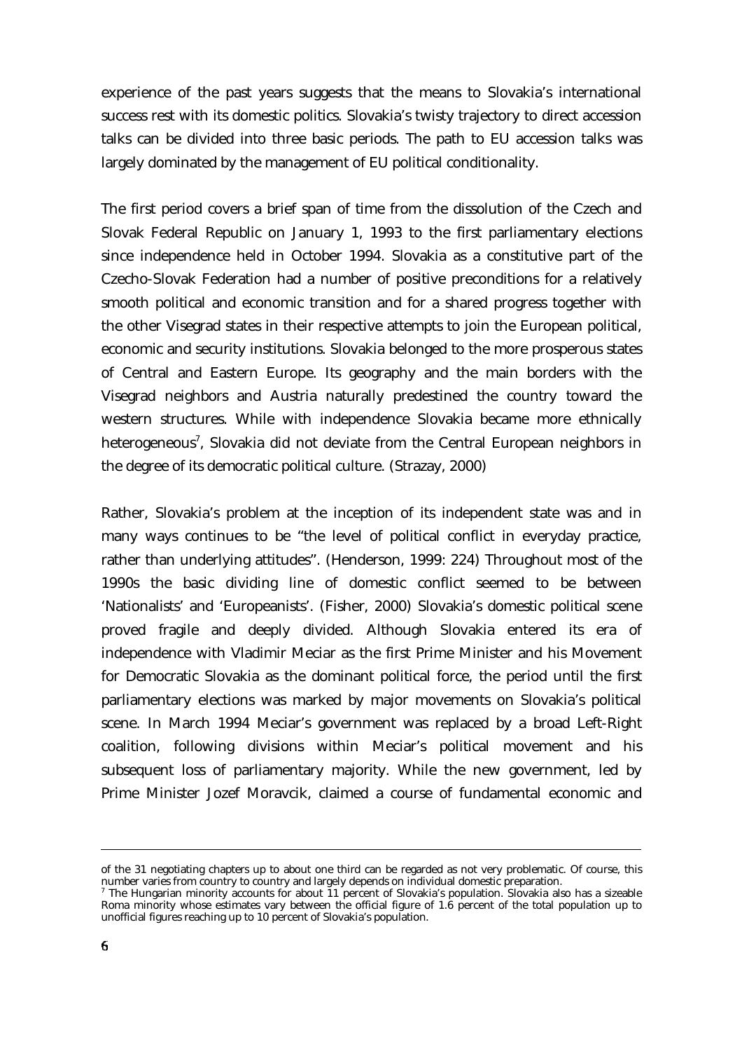experience of the past years suggests that the means to Slovakia's international success rest with its domestic politics. Slovakia's twisty trajectory to direct accession talks can be divided into three basic periods. The path to EU accession talks was largely dominated by the management of EU political conditionality.

The first period covers a brief span of time from the dissolution of the Czech and Slovak Federal Republic on January 1, 1993 to the first parliamentary elections since independence held in October 1994. Slovakia as a constitutive part of the Czecho-Slovak Federation had a number of positive preconditions for a relatively smooth political and economic transition and for a shared progress together with the other Visegrad states in their respective attempts to join the European political, economic and security institutions. Slovakia belonged to the more prosperous states of Central and Eastern Europe. Its geography and the main borders with the Visegrad neighbors and Austria naturally predestined the country toward the western structures. While with independence Slovakia became more ethnically heterogeneous[7], Slovakia did not deviate from the Central European neighbors in the degree of its democratic political culture. (Strazay, 2000)

Rather, Slovakia's problem at the inception of its independent state was and in many ways continues to be "the level of political conflict in everyday practice, rather than underlying attitudes". (Henderson, 1999: 224) Throughout most of the 1990s the basic dividing line of domestic conflict seemed to be between 'Nationalists' and 'Europeanists'. (Fisher, 2000) Slovakia's domestic political scene proved fragile and deeply divided. Although Slovakia entered its era of independence with Vladimir Meciar as the first Prime Minister and his Movement for Democratic Slovakia as the dominant political force, the period until the first parliamentary elections was marked by major movements on Slovakia's political scene. In March 1994 Meciar's government was replaced by a broad Left-Right coalition, following divisions within Meciar's political movement and his subsequent loss of parliamentary majority. While the new government, led by Prime Minister Jozef Moravcik, claimed a course of fundamental economic and

---

of the 31 negotiating chapters up to about one third can be regarded as not very problematic. Of course, this number varies from country to country and largely depends on individual domestic preparation.

[7] The Hungarian minority accounts for about 11 percent of Slovakia's population. Slovakia also has a sizeable Roma minority whose estimates vary between the official figure of 1.6 percent of the total population up to unofficial figures reaching up to 10 percent of Slovakia's population.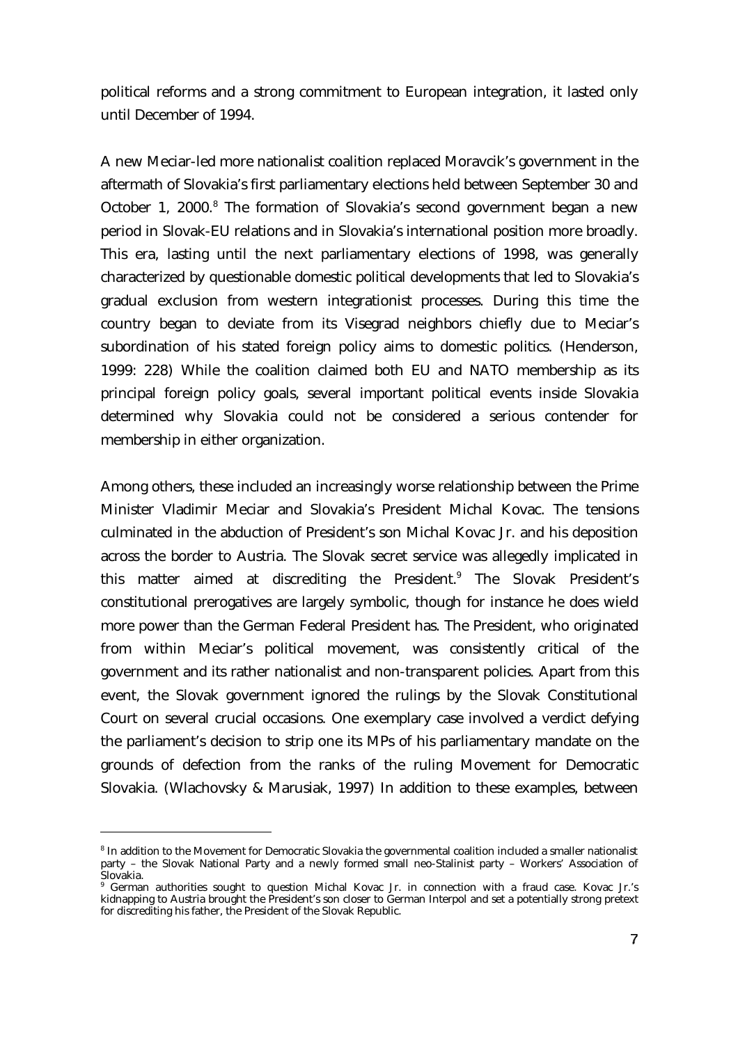political reforms and a strong commitment to European integration, it lasted only until December of 1994.

A new Meciar-led more nationalist coalition replaced Moravcik's government in the aftermath of Slovakia's first parliamentary elections held between September 30 and October 1, 2000.[8] The formation of Slovakia's second government began a new period in Slovak-EU relations and in Slovakia's international position more broadly. This era, lasting until the next parliamentary elections of 1998, was generally characterized by questionable domestic political developments that led to Slovakia's gradual exclusion from western integrationist processes. During this time the country began to deviate from its Visegrad neighbors chiefly due to Meciar's subordination of his stated foreign policy aims to domestic politics. (Henderson, 1999: 228) While the coalition claimed both EU and NATO membership as its principal foreign policy goals, several important political events inside Slovakia determined why Slovakia could not be considered a serious contender for membership in either organization.

Among others, these included an increasingly worse relationship between the Prime Minister Vladimir Meciar and Slovakia's President Michal Kovac. The tensions culminated in the abduction of President's son Michal Kovac Jr. and his deposition across the border to Austria. The Slovak secret service was allegedly implicated in this matter aimed at discrediting the President.[9] The Slovak President's constitutional prerogatives are largely symbolic, though for instance he does wield more power than the German Federal President has. The President, who originated from within Meciar's political movement, was consistently critical of the government and its rather nationalist and non-transparent policies. Apart from this event, the Slovak government ignored the rulings by the Slovak Constitutional Court on several crucial occasions. One exemplary case involved a verdict defying the parliament's decision to strip one its MPs of his parliamentary mandate on the grounds of defection from the ranks of the ruling Movement for Democratic Slovakia. (Wlachovsky & Marusiak, 1997) In addition to these examples, between

---

[8] In addition to the Movement for Democratic Slovakia the governmental coalition included a smaller nationalist party – the Slovak National Party and a newly formed small neo-Stalinist party – Workers' Association of Slovakia.

[9] German authorities sought to question Michal Kovac Jr. in connection with a fraud case. Kovac Jr.'s kidnapping to Austria brought the President's son closer to German Interpol and set a potentially strong pretext for discrediting his father, the President of the Slovak Republic.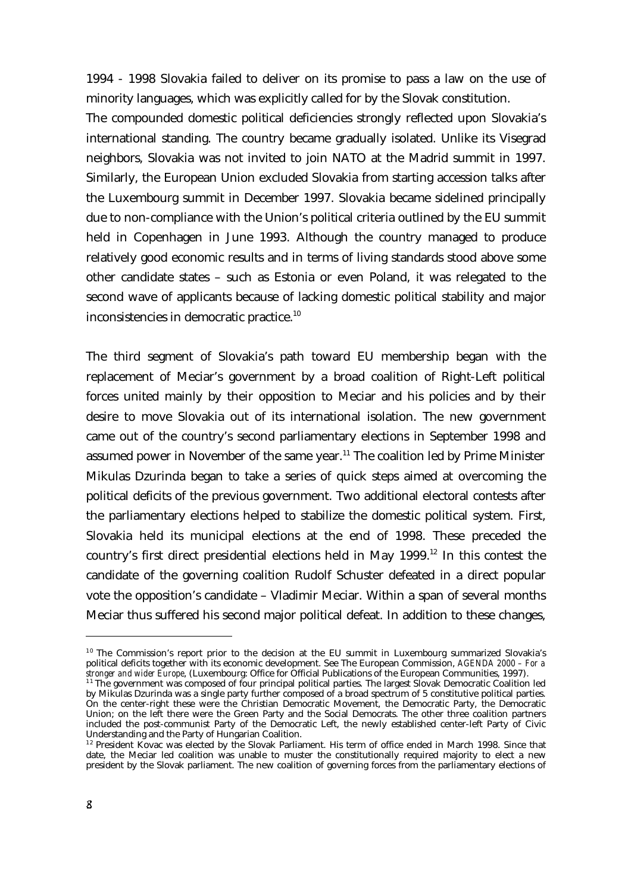1994 - 1998 Slovakia failed to deliver on its promise to pass a law on the use of minority languages, which was explicitly called for by the Slovak constitution.

The compounded domestic political deficiencies strongly reflected upon Slovakia's international standing. The country became gradually isolated. Unlike its Visegrad neighbors, Slovakia was not invited to join NATO at the Madrid summit in 1997. Similarly, the European Union excluded Slovakia from starting accession talks after the Luxembourg summit in December 1997. Slovakia became sidelined principally due to non-compliance with the Union's political criteria outlined by the EU summit held in Copenhagen in June 1993. Although the country managed to produce relatively good economic results and in terms of living standards stood above some other candidate states – such as Estonia or even Poland, it was relegated to the second wave of applicants because of lacking domestic political stability and major inconsistencies in democratic practice.[10]

The third segment of Slovakia's path toward EU membership began with the replacement of Meciar's government by a broad coalition of Right-Left political forces united mainly by their opposition to Meciar and his policies and by their desire to move Slovakia out of its international isolation. The new government came out of the country's second parliamentary elections in September 1998 and assumed power in November of the same year.[11] The coalition led by Prime Minister Mikulas Dzurinda began to take a series of quick steps aimed at overcoming the political deficits of the previous government. Two additional electoral contests after the parliamentary elections helped to stabilize the domestic political system. First, Slovakia held its municipal elections at the end of 1998. These preceded the country's first direct presidential elections held in May 1999.[12] In this contest the candidate of the governing coalition Rudolf Schuster defeated in a direct popular vote the opposition's candidate – Vladimir Meciar. Within a span of several months Meciar thus suffered his second major political defeat. In addition to these changes,

---

[10] The Commission's report prior to the decision at the EU summit in Luxembourg summarized Slovakia's political deficits together with its economic development. See The European Commission, *AGENDA 2000 – For a stronger and wider Europe*, (Luxembourg: Office for Official Publications of the European Communities, 1997).

[11] The government was composed of four principal political parties. The largest Slovak Democratic Coalition led by Mikulas Dzurinda was a single party further composed of a broad spectrum of 5 constitutive political parties. On the center-right these were the Christian Democratic Movement, the Democratic Party, the Democratic Union; on the left there were the Green Party and the Social Democrats. The other three coalition partners included the post-communist Party of the Democratic Left, the newly established center-left Party of Civic Understanding and the Party of Hungarian Coalition.

[12] President Kovac was elected by the Slovak Parliament. His term of office ended in March 1998. Since that date, the Meciar led coalition was unable to muster the constitutionally required majority to elect a new president by the Slovak parliament. The new coalition of governing forces from the parliamentary elections of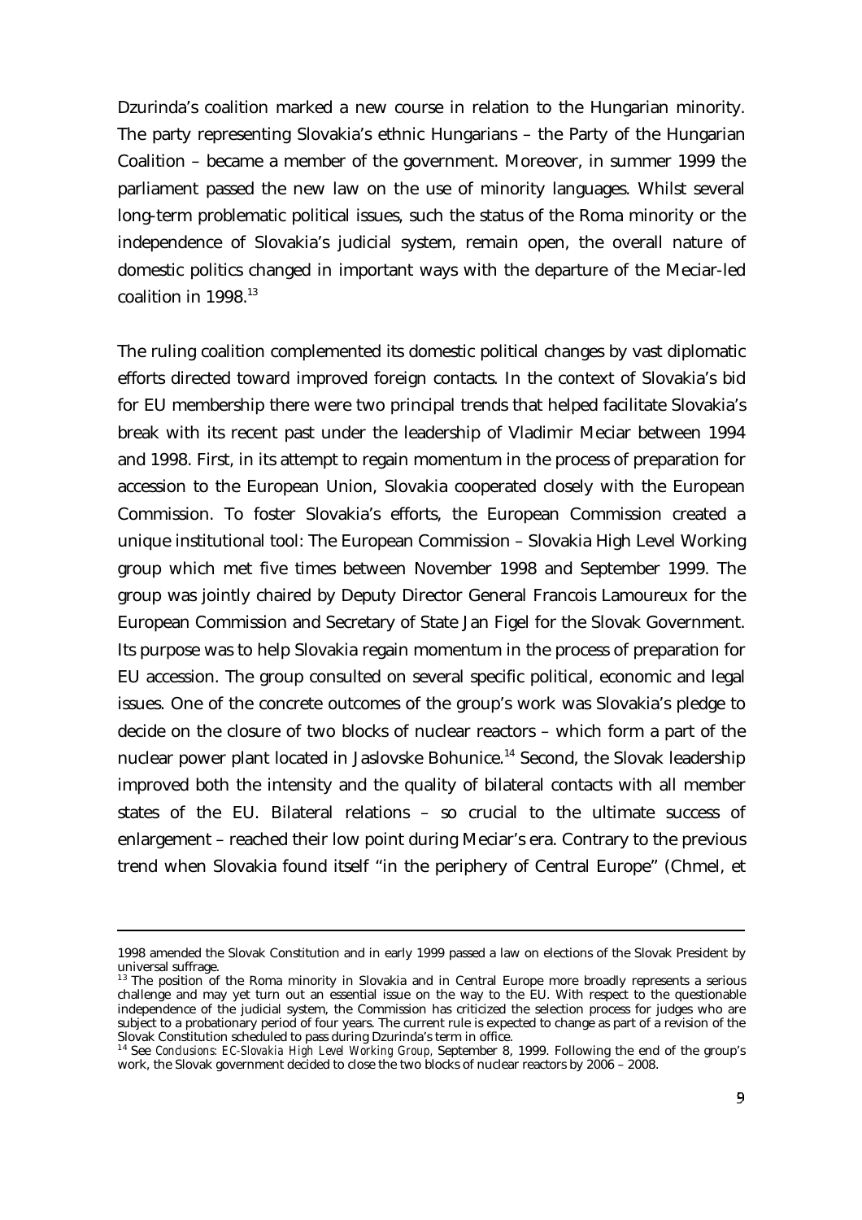Dzurinda's coalition marked a new course in relation to the Hungarian minority. The party representing Slovakia's ethnic Hungarians – the Party of the Hungarian Coalition – became a member of the government. Moreover, in summer 1999 the parliament passed the new law on the use of minority languages. Whilst several long-term problematic political issues, such the status of the Roma minority or the independence of Slovakia's judicial system, remain open, the overall nature of domestic politics changed in important ways with the departure of the Meciar-led coalition in 1998.[13]

The ruling coalition complemented its domestic political changes by vast diplomatic efforts directed toward improved foreign contacts. In the context of Slovakia's bid for EU membership there were two principal trends that helped facilitate Slovakia's break with its recent past under the leadership of Vladimir Meciar between 1994 and 1998. First, in its attempt to regain momentum in the process of preparation for accession to the European Union, Slovakia cooperated closely with the European Commission. To foster Slovakia's efforts, the European Commission created a unique institutional tool: The European Commission – Slovakia High Level Working group which met five times between November 1998 and September 1999. The group was jointly chaired by Deputy Director General Francois Lamoureux for the European Commission and Secretary of State Jan Figel for the Slovak Government. Its purpose was to help Slovakia regain momentum in the process of preparation for EU accession. The group consulted on several specific political, economic and legal issues. One of the concrete outcomes of the group's work was Slovakia's pledge to decide on the closure of two blocks of nuclear reactors – which form a part of the nuclear power plant located in Jaslovske Bohunice.[14] Second, the Slovak leadership improved both the intensity and the quality of bilateral contacts with all member states of the EU. Bilateral relations – so crucial to the ultimate success of enlargement – reached their low point during Meciar's era. Contrary to the previous trend when Slovakia found itself "in the periphery of Central Europe" (Chmel, et

---

1998 amended the Slovak Constitution and in early 1999 passed a law on elections of the Slovak President by universal suffrage.

[13] The position of the Roma minority in Slovakia and in Central Europe more broadly represents a serious challenge and may yet turn out an essential issue on the way to the EU. With respect to the questionable independence of the judicial system, the Commission has criticized the selection process for judges who are subject to a probationary period of four years. The current rule is expected to change as part of a revision of the Slovak Constitution scheduled to pass during Dzurinda's term in office.

[14] See *Conclusions: EC-Slovakia High Level Working Group*, September 8, 1999. Following the end of the group's work, the Slovak government decided to close the two blocks of nuclear reactors by 2006 – 2008.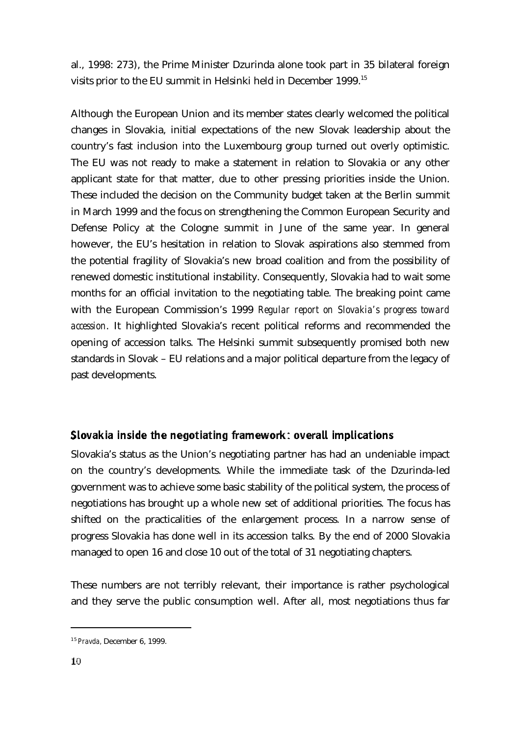al., 1998: 273), the Prime Minister Dzurinda alone took part in 35 bilateral foreign visits prior to the EU summit in Helsinki held in December 1999.[15]

Although the European Union and its member states clearly welcomed the political changes in Slovakia, initial expectations of the new Slovak leadership about the country's fast inclusion into the Luxembourg group turned out overly optimistic. The EU was not ready to make a statement in relation to Slovakia or any other applicant state for that matter, due to other pressing priorities inside the Union. These included the decision on the Community budget taken at the Berlin summit in March 1999 and the focus on strengthening the Common European Security and Defense Policy at the Cologne summit in June of the same year. In general however, the EU's hesitation in relation to Slovak aspirations also stemmed from the potential fragility of Slovakia's new broad coalition and from the possibility of renewed domestic institutional instability. Consequently, Slovakia had to wait some months for an official invitation to the negotiating table. The breaking point came with the European Commission's 1999 *Regular report on Slovakia's progress toward accession*. It highlighted Slovakia's recent political reforms and recommended the opening of accession talks. The Helsinki summit subsequently promised both new standards in Slovak – EU relations and a major political departure from the legacy of past developments.

## Slovakia inside the negotiating framework: overall implications

Slovakia's status as the Union's negotiating partner has had an undeniable impact on the country's developments. While the immediate task of the Dzurinda-led government was to achieve some basic stability of the political system, the process of negotiations has brought up a whole new set of additional priorities. The focus has shifted on the practicalities of the enlargement process. In a narrow sense of progress Slovakia has done well in its accession talks. By the end of 2000 Slovakia managed to open 16 and close 10 out of the total of 31 negotiating chapters.

These numbers are not terribly relevant, their importance is rather psychological and they serve the public consumption well. After all, most negotiations thus far

[15] *Pravda*, December 6, 1999.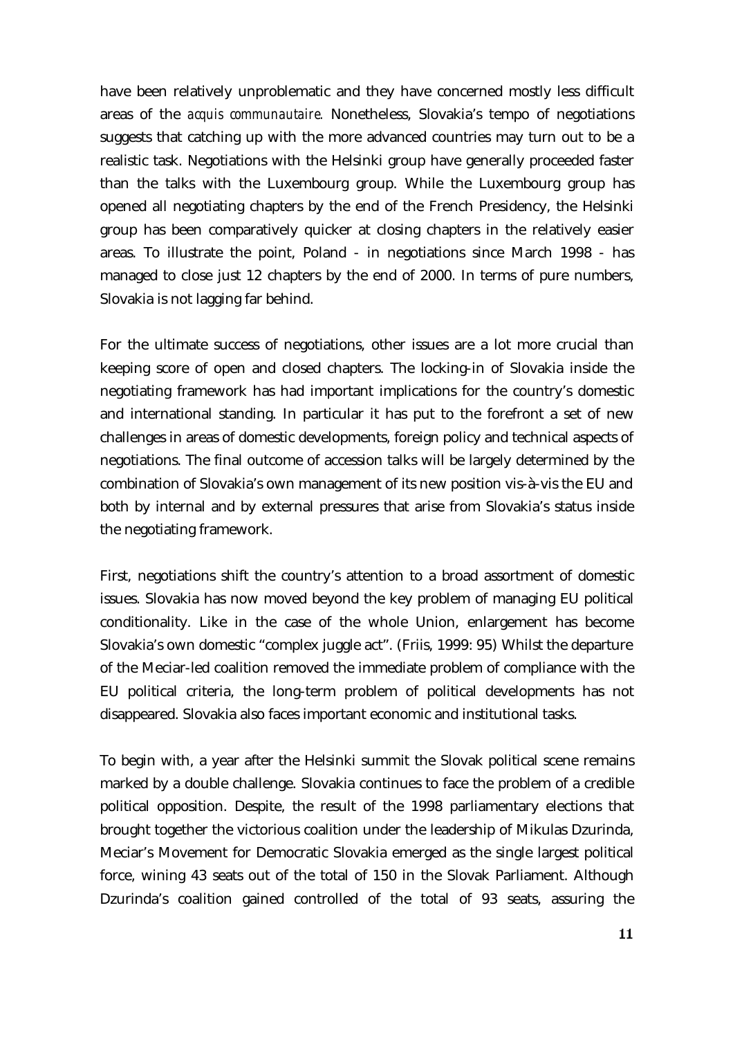have been relatively unproblematic and they have concerned mostly less difficult areas of the *acquis communautaire.* Nonetheless, Slovakia's tempo of negotiations suggests that catching up with the more advanced countries may turn out to be a realistic task. Negotiations with the Helsinki group have generally proceeded faster than the talks with the Luxembourg group. While the Luxembourg group has opened all negotiating chapters by the end of the French Presidency, the Helsinki group has been comparatively quicker at closing chapters in the relatively easier areas. To illustrate the point, Poland - in negotiations since March 1998 - has managed to close just 12 chapters by the end of 2000. In terms of pure numbers, Slovakia is not lagging far behind.

For the ultimate success of negotiations, other issues are a lot more crucial than keeping score of open and closed chapters. The locking-in of Slovakia inside the negotiating framework has had important implications for the country's domestic and international standing. In particular it has put to the forefront a set of new challenges in areas of domestic developments, foreign policy and technical aspects of negotiations. The final outcome of accession talks will be largely determined by the combination of Slovakia's own management of its new position vis-à-vis the EU and both by internal and by external pressures that arise from Slovakia's status inside the negotiating framework.

First, negotiations shift the country's attention to a broad assortment of domestic issues. Slovakia has now moved beyond the key problem of managing EU political conditionality. Like in the case of the whole Union, enlargement has become Slovakia's own domestic "complex juggle act". (Friis, 1999: 95) Whilst the departure of the Meciar-led coalition removed the immediate problem of compliance with the EU political criteria, the long-term problem of political developments has not disappeared. Slovakia also faces important economic and institutional tasks.

To begin with, a year after the Helsinki summit the Slovak political scene remains marked by a double challenge. Slovakia continues to face the problem of a credible political opposition. Despite, the result of the 1998 parliamentary elections that brought together the victorious coalition under the leadership of Mikulas Dzurinda, Meciar's Movement for Democratic Slovakia emerged as the single largest political force, wining 43 seats out of the total of 150 in the Slovak Parliament. Although Dzurinda's coalition gained controlled of the total of 93 seats, assuring the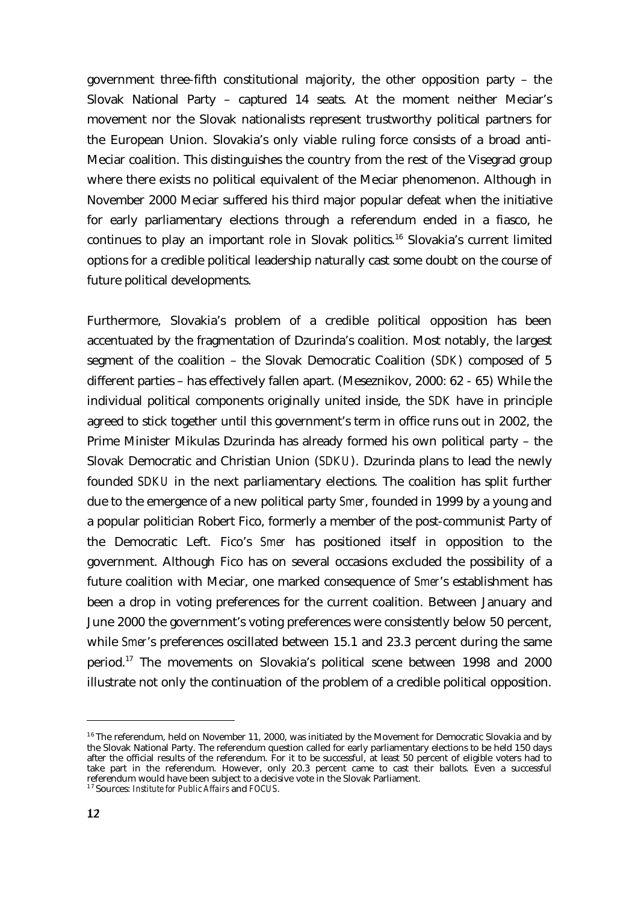government three-fifth constitutional majority, the other opposition party – the Slovak National Party – captured 14 seats. At the moment neither Meciar's movement nor the Slovak nationalists represent trustworthy political partners for the European Union. Slovakia's only viable ruling force consists of a broad anti-Meciar coalition. This distinguishes the country from the rest of the Visegrad group where there exists no political equivalent of the Meciar phenomenon. Although in November 2000 Meciar suffered his third major popular defeat when the initiative for early parliamentary elections through a referendum ended in a fiasco, he continues to play an important role in Slovak politics.[16] Slovakia's current limited options for a credible political leadership naturally cast some doubt on the course of future political developments.

Furthermore, Slovakia's problem of a credible political opposition has been accentuated by the fragmentation of Dzurinda's coalition. Most notably, the largest segment of the coalition – the Slovak Democratic Coalition (*SDK*) composed of 5 different parties – has effectively fallen apart. (Meseznikov, 2000: 62 - 65) While the individual political components originally united inside, the *SDK* have in principle agreed to stick together until this government's term in office runs out in 2002, the Prime Minister Mikulas Dzurinda has already formed his own political party – the Slovak Democratic and Christian Union (*SDKU*). Dzurinda plans to lead the newly founded *SDKU* in the next parliamentary elections. The coalition has split further due to the emergence of a new political party *Smer*, founded in 1999 by a young and a popular politician Robert Fico, formerly a member of the post-communist Party of the Democratic Left. Fico's *Smer* has positioned itself in opposition to the government. Although Fico has on several occasions excluded the possibility of a future coalition with Meciar, one marked consequence of *Smer*'s establishment has been a drop in voting preferences for the current coalition. Between January and June 2000 the government's voting preferences were consistently below 50 percent, while *Smer*'s preferences oscillated between 15.1 and 23.3 percent during the same period.[17] The movements on Slovakia's political scene between 1998 and 2000 illustrate not only the continuation of the problem of a credible political opposition.

---

[16] The referendum, held on November 11, 2000, was initiated by the Movement for Democratic Slovakia and by the Slovak National Party. The referendum question called for early parliamentary elections to be held 150 days after the official results of the referendum. For it to be successful, at least 50 percent of eligible voters had to take part in the referendum. However, only 20.3 percent came to cast their ballots. Even a successful referendum would have been subject to a decisive vote in the Slovak Parliament.

[17] Sources: *Institute for Public Affairs* and *FOCUS*.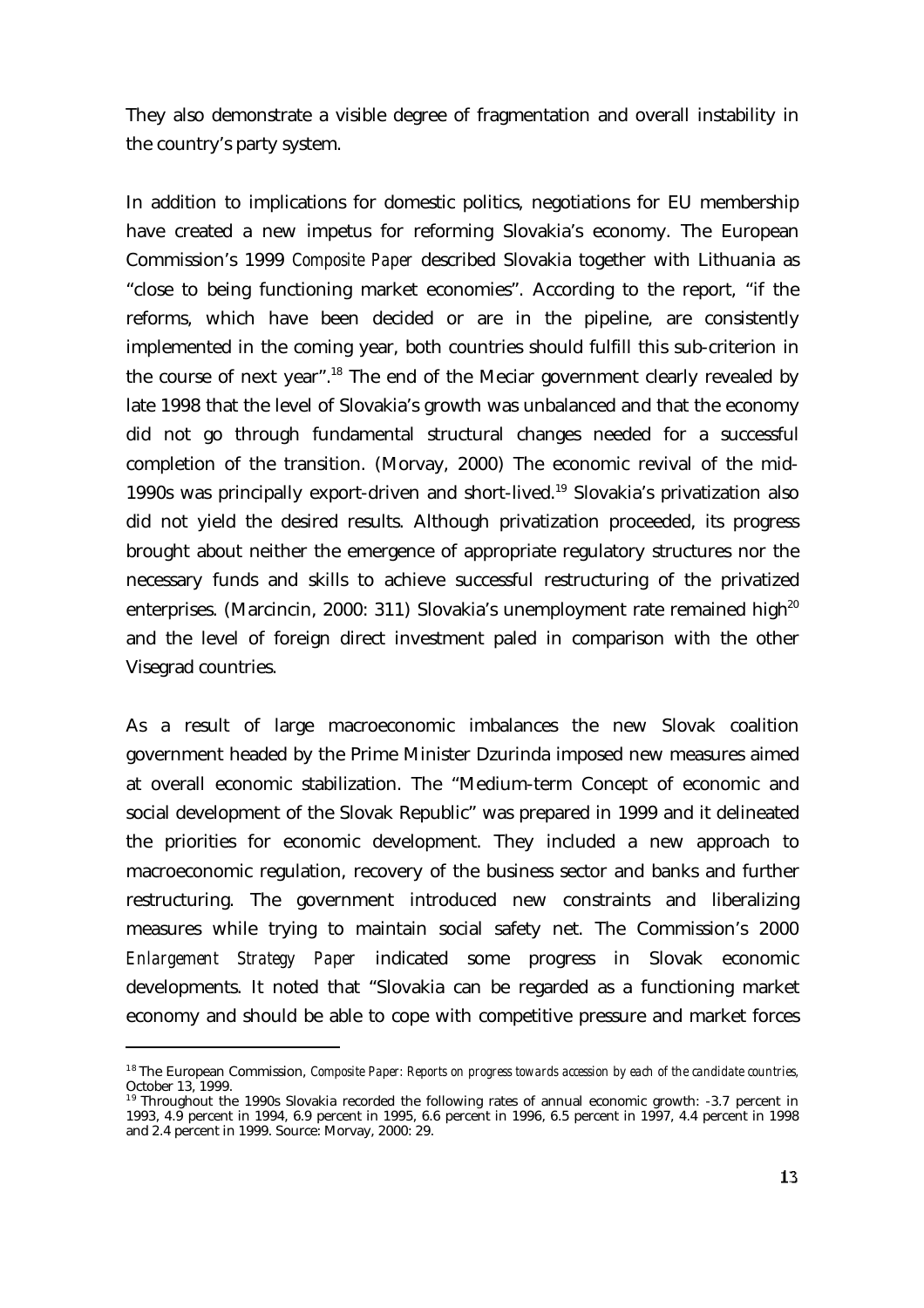They also demonstrate a visible degree of fragmentation and overall instability in the country's party system.

In addition to implications for domestic politics, negotiations for EU membership have created a new impetus for reforming Slovakia's economy. The European Commission's 1999 *Composite Paper* described Slovakia together with Lithuania as "close to being functioning market economies". According to the report, "if the reforms, which have been decided or are in the pipeline, are consistently implemented in the coming year, both countries should fulfill this sub-criterion in the course of next year".[18] The end of the Meciar government clearly revealed by late 1998 that the level of Slovakia's growth was unbalanced and that the economy did not go through fundamental structural changes needed for a successful completion of the transition. (Morvay, 2000) The economic revival of the mid-1990s was principally export-driven and short-lived.[19] Slovakia's privatization also did not yield the desired results. Although privatization proceeded, its progress brought about neither the emergence of appropriate regulatory structures nor the necessary funds and skills to achieve successful restructuring of the privatized enterprises. (Marcincin, 2000: 311) Slovakia's unemployment rate remained high[20] and the level of foreign direct investment paled in comparison with the other Visegrad countries.

As a result of large macroeconomic imbalances the new Slovak coalition government headed by the Prime Minister Dzurinda imposed new measures aimed at overall economic stabilization. The "Medium-term Concept of economic and social development of the Slovak Republic" was prepared in 1999 and it delineated the priorities for economic development. They included a new approach to macroeconomic regulation, recovery of the business sector and banks and further restructuring. The government introduced new constraints and liberalizing measures while trying to maintain social safety net. The Commission's 2000 *Enlargement Strategy Paper* indicated some progress in Slovak economic developments. It noted that "Slovakia can be regarded as a functioning market economy and should be able to cope with competitive pressure and market forces

---

[18] The European Commission, *Composite Paper: Reports on progress towards accession by each of the candidate countries*, October 13, 1999.

[19] Throughout the 1990s Slovakia recorded the following rates of annual economic growth: -3.7 percent in 1993, 4.9 percent in 1994, 6.9 percent in 1995, 6.6 percent in 1996, 6.5 percent in 1997, 4.4 percent in 1998 and 2.4 percent in 1999. Source: Morvay, 2000: 29.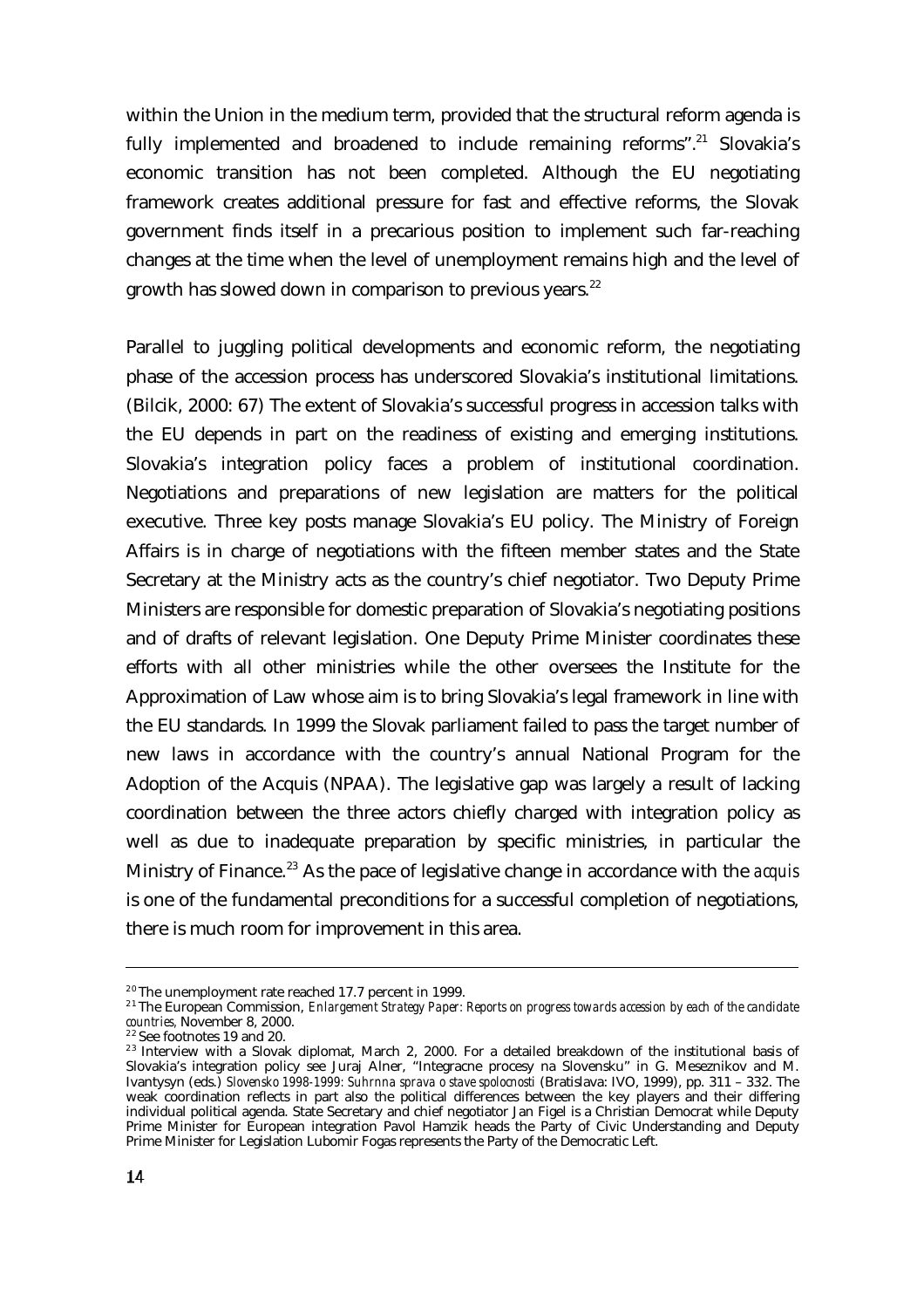within the Union in the medium term, provided that the structural reform agenda is fully implemented and broadened to include remaining reforms".[21] Slovakia's economic transition has not been completed. Although the EU negotiating framework creates additional pressure for fast and effective reforms, the Slovak government finds itself in a precarious position to implement such far-reaching changes at the time when the level of unemployment remains high and the level of growth has slowed down in comparison to previous years.[22]

Parallel to juggling political developments and economic reform, the negotiating phase of the accession process has underscored Slovakia's institutional limitations. (Bilcik, 2000: 67) The extent of Slovakia's successful progress in accession talks with the EU depends in part on the readiness of existing and emerging institutions. Slovakia's integration policy faces a problem of institutional coordination. Negotiations and preparations of new legislation are matters for the political executive. Three key posts manage Slovakia's EU policy. The Ministry of Foreign Affairs is in charge of negotiations with the fifteen member states and the State Secretary at the Ministry acts as the country's chief negotiator. Two Deputy Prime Ministers are responsible for domestic preparation of Slovakia's negotiating positions and of drafts of relevant legislation. One Deputy Prime Minister coordinates these efforts with all other ministries while the other oversees the Institute for the Approximation of Law whose aim is to bring Slovakia's legal framework in line with the EU standards. In 1999 the Slovak parliament failed to pass the target number of new laws in accordance with the country's annual National Program for the Adoption of the Acquis (NPAA). The legislative gap was largely a result of lacking coordination between the three actors chiefly charged with integration policy as well as due to inadequate preparation by specific ministries, in particular the Ministry of Finance.[23] As the pace of legislative change in accordance with the *acquis* is one of the fundamental preconditions for a successful completion of negotiations, there is much room for improvement in this area.

---

[20] The unemployment rate reached 17.7 percent in 1999.

[21] The European Commission, *Enlargement Strategy Paper: Reports on progress towards accession by each of the candidate countries*, November 8, 2000.

[22] See footnotes 19 and 20.

[23] Interview with a Slovak diplomat, March 2, 2000. For a detailed breakdown of the institutional basis of Slovakia's integration policy see Juraj Alner, "Integracne procesy na Slovensku" in G. Meseznikov and M. Ivantysyn (eds.) *Slovensko 1998-1999: Suhrnna sprava o stave spolocnosti* (Bratislava: IVO, 1999), pp. 311 – 332. The weak coordination reflects in part also the political differences between the key players and their differing individual political agenda. State Secretary and chief negotiator Jan Figel is a Christian Democrat while Deputy Prime Minister for European integration Pavol Hamzik heads the Party of Civic Understanding and Deputy Prime Minister for Legislation Lubomir Fogas represents the Party of the Democratic Left.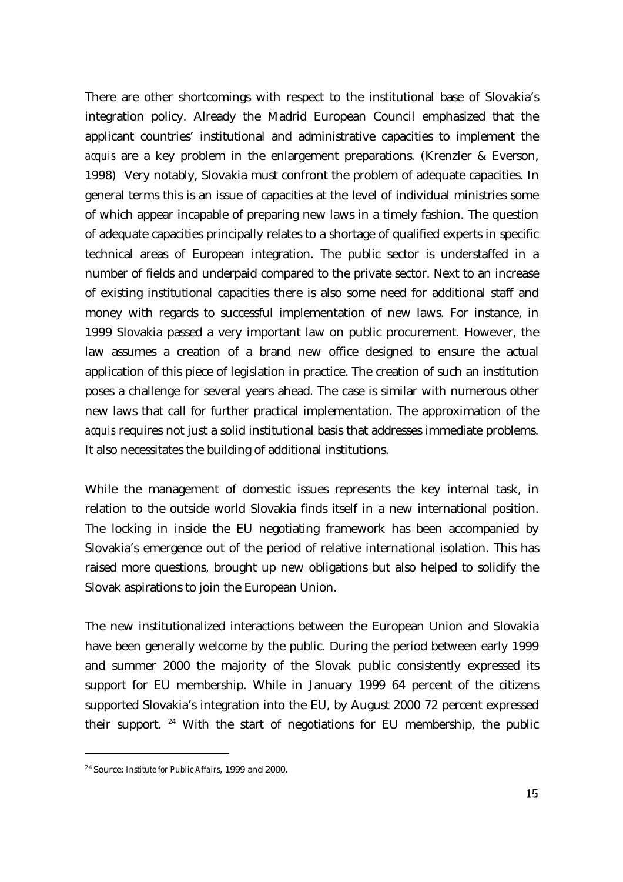There are other shortcomings with respect to the institutional base of Slovakia's integration policy. Already the Madrid European Council emphasized that the applicant countries' institutional and administrative capacities to implement the *acquis* are a key problem in the enlargement preparations. (Krenzler & Everson, 1998) Very notably, Slovakia must confront the problem of adequate capacities. In general terms this is an issue of capacities at the level of individual ministries some of which appear incapable of preparing new laws in a timely fashion. The question of adequate capacities principally relates to a shortage of qualified experts in specific technical areas of European integration. The public sector is understaffed in a number of fields and underpaid compared to the private sector. Next to an increase of existing institutional capacities there is also some need for additional staff and money with regards to successful implementation of new laws. For instance, in 1999 Slovakia passed a very important law on public procurement. However, the law assumes a creation of a brand new office designed to ensure the actual application of this piece of legislation in practice. The creation of such an institution poses a challenge for several years ahead. The case is similar with numerous other new laws that call for further practical implementation. The approximation of the *acquis* requires not just a solid institutional basis that addresses immediate problems. It also necessitates the building of additional institutions.

While the management of domestic issues represents the key internal task, in relation to the outside world Slovakia finds itself in a new international position. The locking in inside the EU negotiating framework has been accompanied by Slovakia's emergence out of the period of relative international isolation. This has raised more questions, brought up new obligations but also helped to solidify the Slovak aspirations to join the European Union.

The new institutionalized interactions between the European Union and Slovakia have been generally welcome by the public. During the period between early 1999 and summer 2000 the majority of the Slovak public consistently expressed its support for EU membership. While in January 1999 64 percent of the citizens supported Slovakia's integration into the EU, by August 2000 72 percent expressed their support. [24] With the start of negotiations for EU membership, the public

[24] Source: *Institute for Public Affairs*, 1999 and 2000.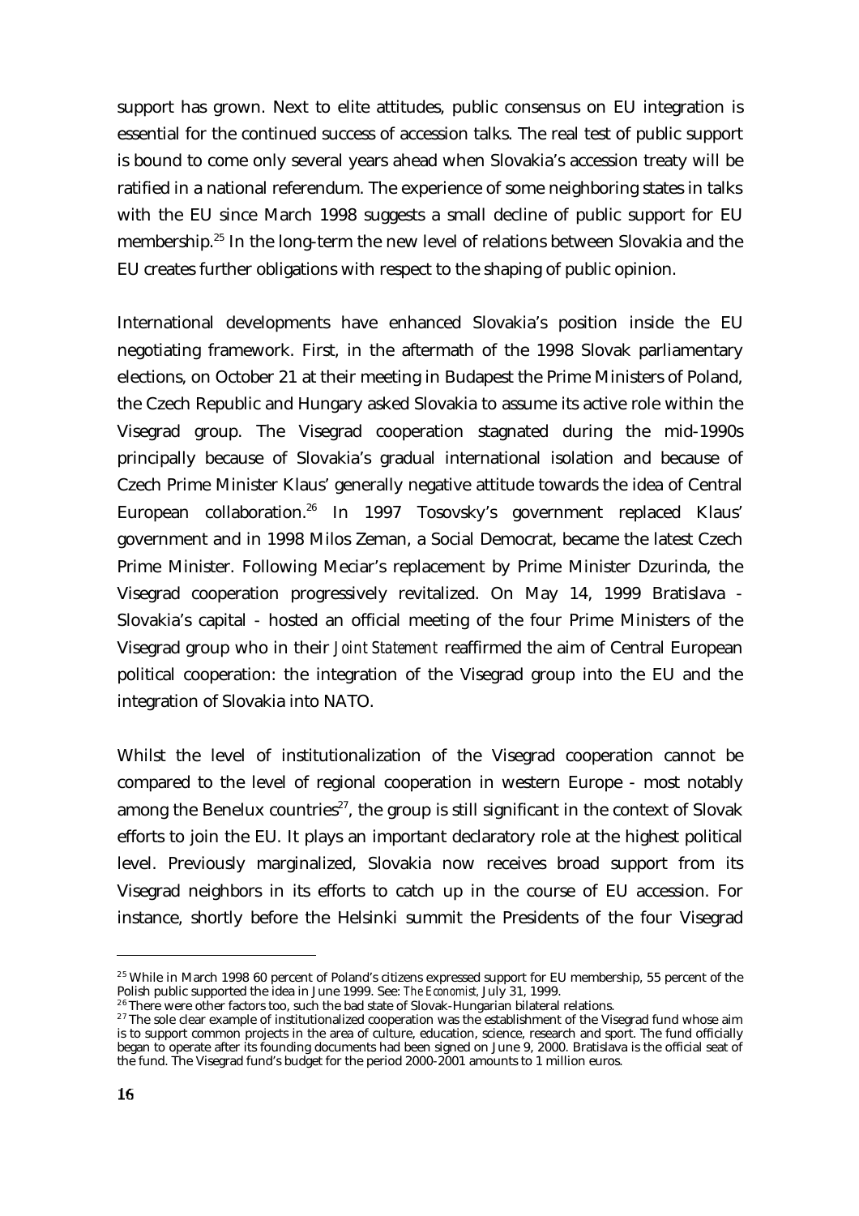support has grown. Next to elite attitudes, public consensus on EU integration is essential for the continued success of accession talks. The real test of public support is bound to come only several years ahead when Slovakia's accession treaty will be ratified in a national referendum. The experience of some neighboring states in talks with the EU since March 1998 suggests a small decline of public support for EU membership.[25] In the long-term the new level of relations between Slovakia and the EU creates further obligations with respect to the shaping of public opinion.

International developments have enhanced Slovakia's position inside the EU negotiating framework. First, in the aftermath of the 1998 Slovak parliamentary elections, on October 21 at their meeting in Budapest the Prime Ministers of Poland, the Czech Republic and Hungary asked Slovakia to assume its active role within the Visegrad group. The Visegrad cooperation stagnated during the mid-1990s principally because of Slovakia's gradual international isolation and because of Czech Prime Minister Klaus' generally negative attitude towards the idea of Central European collaboration.[26] In 1997 Tosovsky's government replaced Klaus' government and in 1998 Milos Zeman, a Social Democrat, became the latest Czech Prime Minister. Following Meciar's replacement by Prime Minister Dzurinda, the Visegrad cooperation progressively revitalized. On May 14, 1999 Bratislava - Slovakia's capital - hosted an official meeting of the four Prime Ministers of the Visegrad group who in their *Joint Statement* reaffirmed the aim of Central European political cooperation: the integration of the Visegrad group into the EU and the integration of Slovakia into NATO.

Whilst the level of institutionalization of the Visegrad cooperation cannot be compared to the level of regional cooperation in western Europe - most notably among the Benelux countries[27], the group is still significant in the context of Slovak efforts to join the EU. It plays an important declaratory role at the highest political level. Previously marginalized, Slovakia now receives broad support from its Visegrad neighbors in its efforts to catch up in the course of EU accession. For instance, shortly before the Helsinki summit the Presidents of the four Visegrad

---

[25] While in March 1998 60 percent of Poland's citizens expressed support for EU membership, 55 percent of the Polish public supported the idea in June 1999. See: *The Economist*, July 31, 1999.

[26] There were other factors too, such the bad state of Slovak-Hungarian bilateral relations.

[27] The sole clear example of institutionalized cooperation was the establishment of the Visegrad fund whose aim is to support common projects in the area of culture, education, science, research and sport. The fund officially began to operate after its founding documents had been signed on June 9, 2000. Bratislava is the official seat of the fund. The Visegrad fund's budget for the period 2000-2001 amounts to 1 million euros.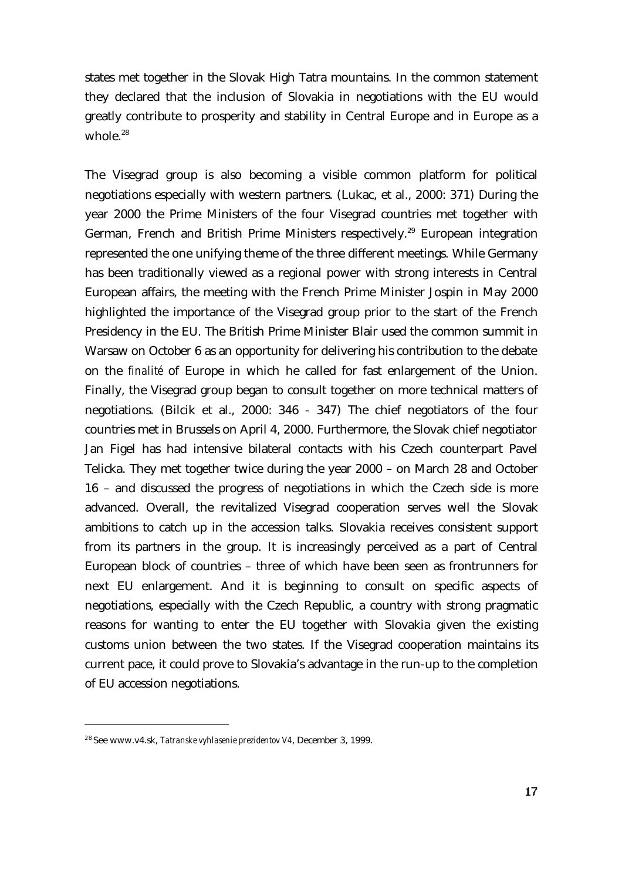states met together in the Slovak High Tatra mountains. In the common statement they declared that the inclusion of Slovakia in negotiations with the EU would greatly contribute to prosperity and stability in Central Europe and in Europe as a whole.[28]

The Visegrad group is also becoming a visible common platform for political negotiations especially with western partners. (Lukac, et al., 2000: 371) During the year 2000 the Prime Ministers of the four Visegrad countries met together with German, French and British Prime Ministers respectively.[29] European integration represented the one unifying theme of the three different meetings. While Germany has been traditionally viewed as a regional power with strong interests in Central European affairs, the meeting with the French Prime Minister Jospin in May 2000 highlighted the importance of the Visegrad group prior to the start of the French Presidency in the EU. The British Prime Minister Blair used the common summit in Warsaw on October 6 as an opportunity for delivering his contribution to the debate on the *finalité* of Europe in which he called for fast enlargement of the Union. Finally, the Visegrad group began to consult together on more technical matters of negotiations. (Bilcik et al., 2000: 346 - 347) The chief negotiators of the four countries met in Brussels on April 4, 2000. Furthermore, the Slovak chief negotiator Jan Figel has had intensive bilateral contacts with his Czech counterpart Pavel Telicka. They met together twice during the year 2000 – on March 28 and October 16 – and discussed the progress of negotiations in which the Czech side is more advanced. Overall, the revitalized Visegrad cooperation serves well the Slovak ambitions to catch up in the accession talks. Slovakia receives consistent support from its partners in the group. It is increasingly perceived as a part of Central European block of countries – three of which have been seen as frontrunners for next EU enlargement. And it is beginning to consult on specific aspects of negotiations, especially with the Czech Republic, a country with strong pragmatic reasons for wanting to enter the EU together with Slovakia given the existing customs union between the two states. If the Visegrad cooperation maintains its current pace, it could prove to Slovakia's advantage in the run-up to the completion of EU accession negotiations.

---

[28] See www.v4.sk, *Tatranske vyhlasenie prezidentov V4*, December 3, 1999.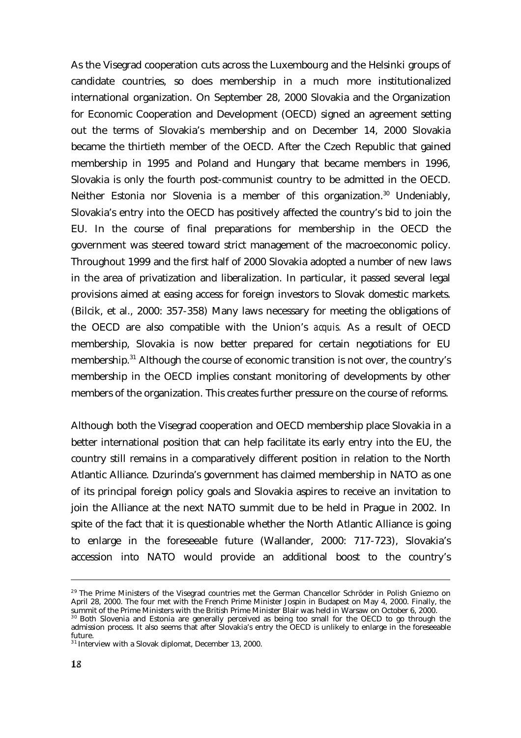As the Visegrad cooperation cuts across the Luxembourg and the Helsinki groups of candidate countries, so does membership in a much more institutionalized international organization. On September 28, 2000 Slovakia and the Organization for Economic Cooperation and Development (OECD) signed an agreement setting out the terms of Slovakia's membership and on December 14, 2000 Slovakia became the thirtieth member of the OECD. After the Czech Republic that gained membership in 1995 and Poland and Hungary that became members in 1996, Slovakia is only the fourth post-communist country to be admitted in the OECD. Neither Estonia nor Slovenia is a member of this organization.[30] Undeniably, Slovakia's entry into the OECD has positively affected the country's bid to join the EU. In the course of final preparations for membership in the OECD the government was steered toward strict management of the macroeconomic policy. Throughout 1999 and the first half of 2000 Slovakia adopted a number of new laws in the area of privatization and liberalization. In particular, it passed several legal provisions aimed at easing access for foreign investors to Slovak domestic markets. (Bilcik, et al., 2000: 357-358) Many laws necessary for meeting the obligations of the OECD are also compatible with the Union's *acquis.* As a result of OECD membership, Slovakia is now better prepared for certain negotiations for EU membership.[31] Although the course of economic transition is not over, the country's membership in the OECD implies constant monitoring of developments by other members of the organization. This creates further pressure on the course of reforms.

Although both the Visegrad cooperation and OECD membership place Slovakia in a better international position that can help facilitate its early entry into the EU, the country still remains in a comparatively different position in relation to the North Atlantic Alliance. Dzurinda's government has claimed membership in NATO as one of its principal foreign policy goals and Slovakia aspires to receive an invitation to join the Alliance at the next NATO summit due to be held in Prague in 2002. In spite of the fact that it is questionable whether the North Atlantic Alliance is going to enlarge in the foreseeable future (Wallander, 2000: 717-723), Slovakia's accession into NATO would provide an additional boost to the country's

---

[29] The Prime Ministers of the Visegrad countries met the German Chancellor Schröder in Polish Gniezno on April 28, 2000. The four met with the French Prime Minister Jospin in Budapest on May 4, 2000. Finally, the summit of the Prime Ministers with the British Prime Minister Blair was held in Warsaw on October 6, 2000.

[30] Both Slovenia and Estonia are generally perceived as being too small for the OECD to go through the admission process. It also seems that after Slovakia's entry the OECD is unlikely to enlarge in the foreseeable future.

[31] Interview with a Slovak diplomat, December 13, 2000.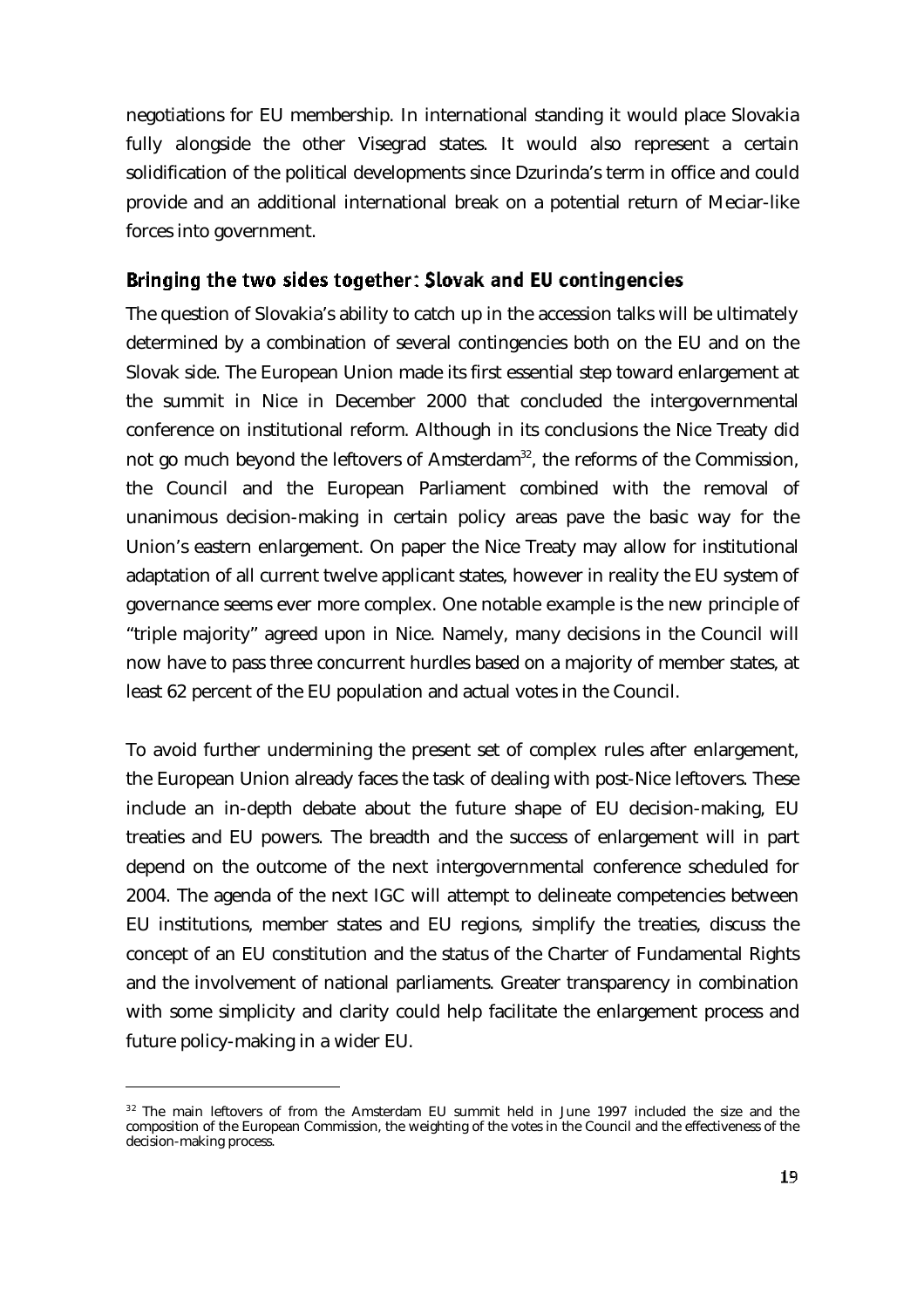negotiations for EU membership. In international standing it would place Slovakia fully alongside the other Visegrad states. It would also represent a certain solidification of the political developments since Dzurinda's term in office and could provide and an additional international break on a potential return of Meciar-like forces into government.

## Bringing the two sides together: Slovak and EU contingencies

The question of Slovakia's ability to catch up in the accession talks will be ultimately determined by a combination of several contingencies both on the EU and on the Slovak side. The European Union made its first essential step toward enlargement at the summit in Nice in December 2000 that concluded the intergovernmental conference on institutional reform. Although in its conclusions the Nice Treaty did not go much beyond the leftovers of Amsterdam[32], the reforms of the Commission, the Council and the European Parliament combined with the removal of unanimous decision-making in certain policy areas pave the basic way for the Union's eastern enlargement. On paper the Nice Treaty may allow for institutional adaptation of all current twelve applicant states, however in reality the EU system of governance seems ever more complex. One notable example is the new principle of "triple majority" agreed upon in Nice. Namely, many decisions in the Council will now have to pass three concurrent hurdles based on a majority of member states, at least 62 percent of the EU population and actual votes in the Council.

To avoid further undermining the present set of complex rules after enlargement, the European Union already faces the task of dealing with post-Nice leftovers. These include an in-depth debate about the future shape of EU decision-making, EU treaties and EU powers. The breadth and the success of enlargement will in part depend on the outcome of the next intergovernmental conference scheduled for 2004. The agenda of the next IGC will attempt to delineate competencies between EU institutions, member states and EU regions, simplify the treaties, discuss the concept of an EU constitution and the status of the Charter of Fundamental Rights and the involvement of national parliaments. Greater transparency in combination with some simplicity and clarity could help facilitate the enlargement process and future policy-making in a wider EU.

[32] The main leftovers of from the Amsterdam EU summit held in June 1997 included the size and the composition of the European Commission, the weighting of the votes in the Council and the effectiveness of the decision-making process.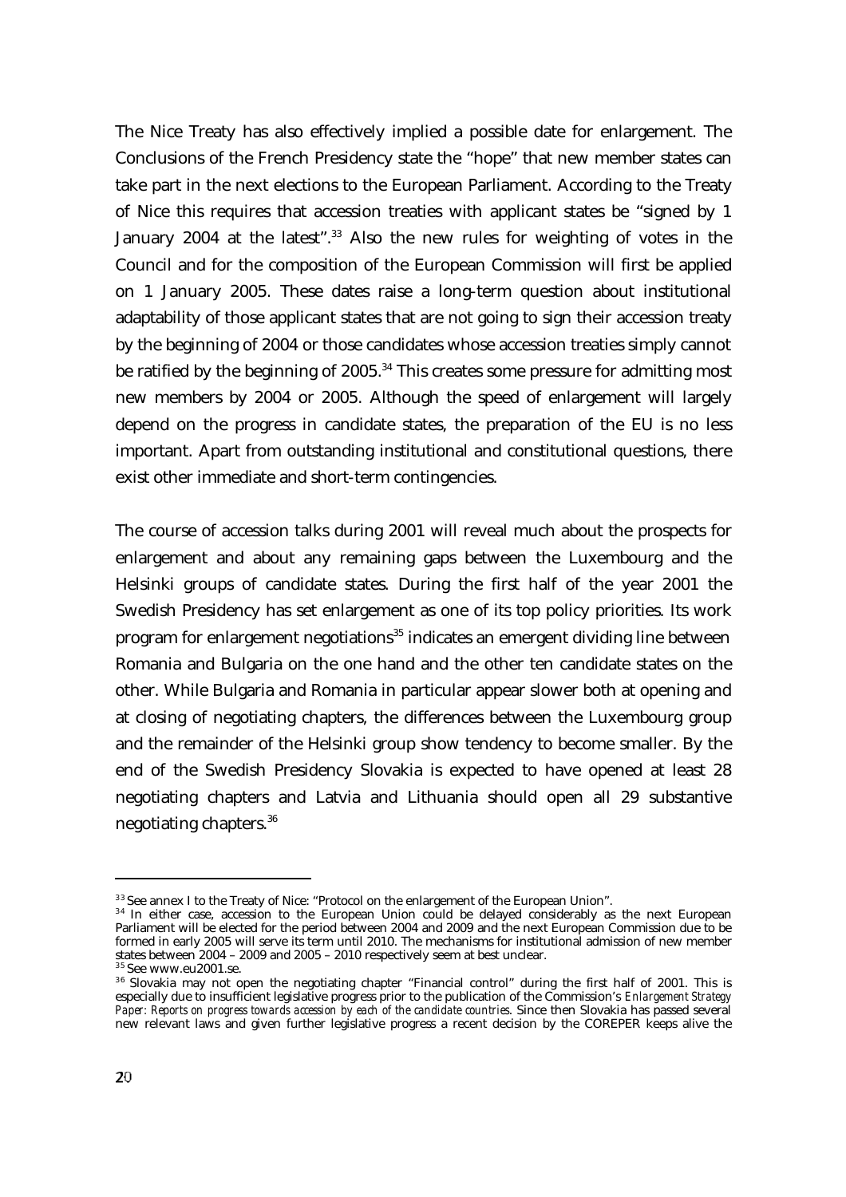The Nice Treaty has also effectively implied a possible date for enlargement. The Conclusions of the French Presidency state the "hope" that new member states can take part in the next elections to the European Parliament. According to the Treaty of Nice this requires that accession treaties with applicant states be "signed by 1 January 2004 at the latest".[33] Also the new rules for weighting of votes in the Council and for the composition of the European Commission will first be applied on 1 January 2005. These dates raise a long-term question about institutional adaptability of those applicant states that are not going to sign their accession treaty by the beginning of 2004 or those candidates whose accession treaties simply cannot be ratified by the beginning of 2005.[34] This creates some pressure for admitting most new members by 2004 or 2005. Although the speed of enlargement will largely depend on the progress in candidate states, the preparation of the EU is no less important. Apart from outstanding institutional and constitutional questions, there exist other immediate and short-term contingencies.

The course of accession talks during 2001 will reveal much about the prospects for enlargement and about any remaining gaps between the Luxembourg and the Helsinki groups of candidate states. During the first half of the year 2001 the Swedish Presidency has set enlargement as one of its top policy priorities. Its work program for enlargement negotiations[35] indicates an emergent dividing line between Romania and Bulgaria on the one hand and the other ten candidate states on the other. While Bulgaria and Romania in particular appear slower both at opening and at closing of negotiating chapters, the differences between the Luxembourg group and the remainder of the Helsinki group show tendency to become smaller. By the end of the Swedish Presidency Slovakia is expected to have opened at least 28 negotiating chapters and Latvia and Lithuania should open all 29 substantive negotiating chapters.[36]

---

[33] See annex I to the Treaty of Nice: "Protocol on the enlargement of the European Union".

[34] In either case, accession to the European Union could be delayed considerably as the next European Parliament will be elected for the period between 2004 and 2009 and the next European Commission due to be formed in early 2005 will serve its term until 2010. The mechanisms for institutional admission of new member states between 2004 – 2009 and 2005 – 2010 respectively seem at best unclear.

[35] See www.eu2001.se.

[36] Slovakia may not open the negotiating chapter "Financial control" during the first half of 2001. This is especially due to insufficient legislative progress prior to the publication of the Commission's *Enlargement Strategy Paper: Reports on progress towards accession by each of the candidate countries*. Since then Slovakia has passed several new relevant laws and given further legislative progress a recent decision by the COREPER keeps alive the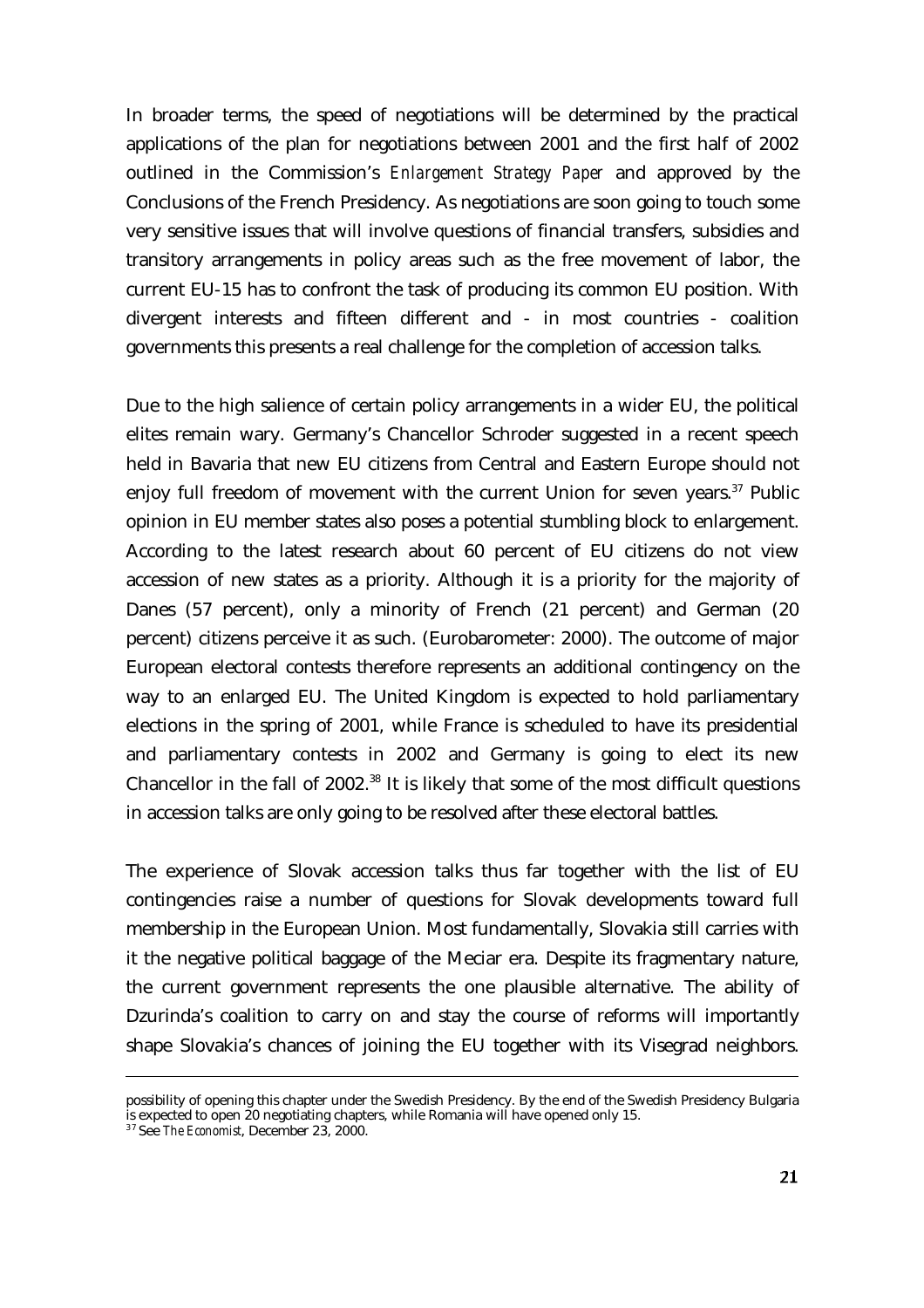In broader terms, the speed of negotiations will be determined by the practical applications of the plan for negotiations between 2001 and the first half of 2002 outlined in the Commission's *Enlargement Strategy Paper* and approved by the Conclusions of the French Presidency. As negotiations are soon going to touch some very sensitive issues that will involve questions of financial transfers, subsidies and transitory arrangements in policy areas such as the free movement of labor, the current EU-15 has to confront the task of producing its common EU position. With divergent interests and fifteen different and - in most countries - coalition governments this presents a real challenge for the completion of accession talks.

Due to the high salience of certain policy arrangements in a wider EU, the political elites remain wary. Germany's Chancellor Schroder suggested in a recent speech held in Bavaria that new EU citizens from Central and Eastern Europe should not enjoy full freedom of movement with the current Union for seven years.[37] Public opinion in EU member states also poses a potential stumbling block to enlargement. According to the latest research about 60 percent of EU citizens do not view accession of new states as a priority. Although it is a priority for the majority of Danes (57 percent), only a minority of French (21 percent) and German (20 percent) citizens perceive it as such. (Eurobarometer: 2000). The outcome of major European electoral contests therefore represents an additional contingency on the way to an enlarged EU. The United Kingdom is expected to hold parliamentary elections in the spring of 2001, while France is scheduled to have its presidential and parliamentary contests in 2002 and Germany is going to elect its new Chancellor in the fall of 2002.[38] It is likely that some of the most difficult questions in accession talks are only going to be resolved after these electoral battles.

The experience of Slovak accession talks thus far together with the list of EU contingencies raise a number of questions for Slovak developments toward full membership in the European Union. Most fundamentally, Slovakia still carries with it the negative political baggage of the Meciar era. Despite its fragmentary nature, the current government represents the one plausible alternative. The ability of Dzurinda's coalition to carry on and stay the course of reforms will importantly shape Slovakia's chances of joining the EU together with its Visegrad neighbors.

---

possibility of opening this chapter under the Swedish Presidency. By the end of the Swedish Presidency Bulgaria is expected to open 20 negotiating chapters, while Romania will have opened only 15.

[37] See *The Economist*, December 23, 2000.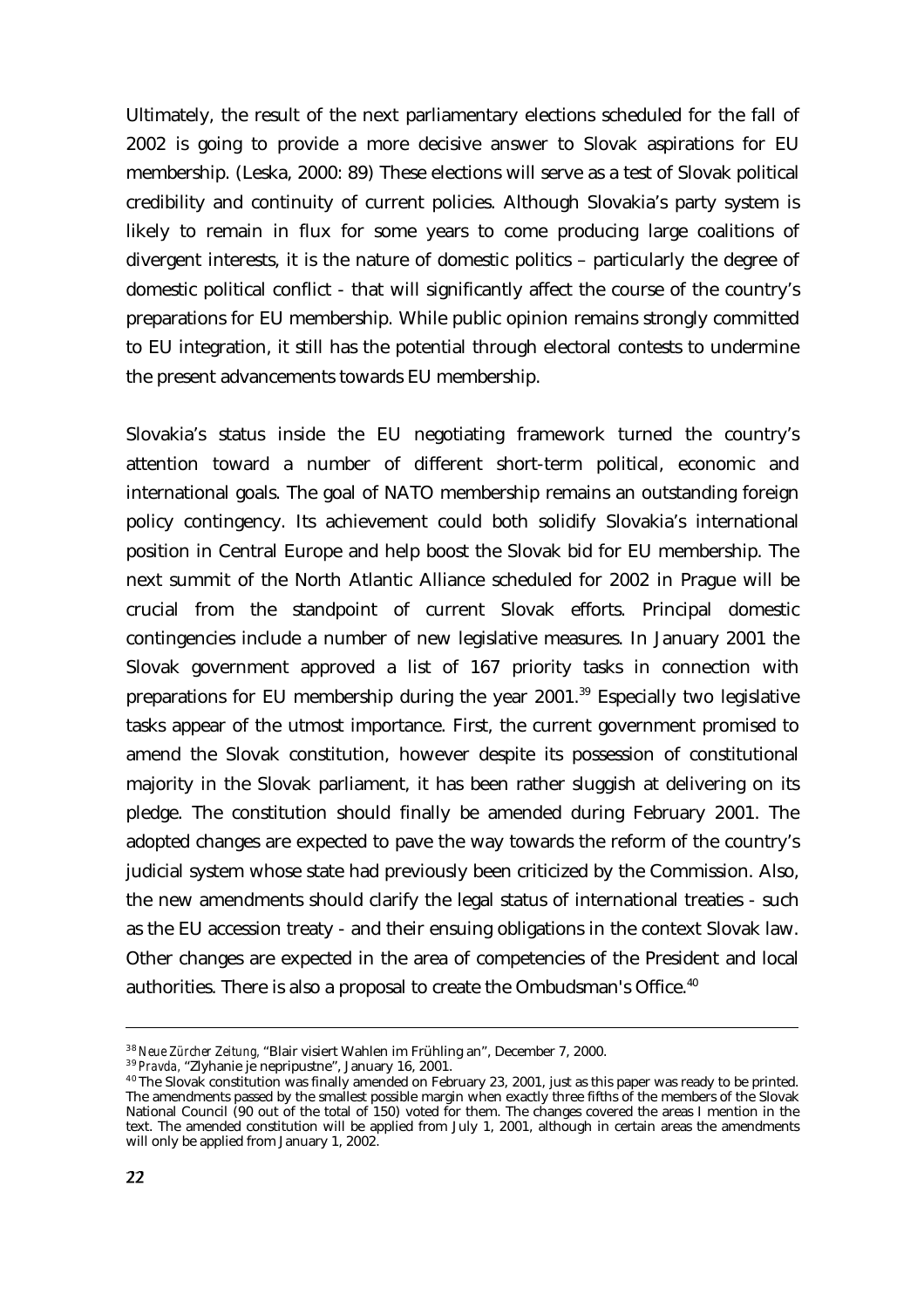Ultimately, the result of the next parliamentary elections scheduled for the fall of 2002 is going to provide a more decisive answer to Slovak aspirations for EU membership. (Leska, 2000: 89) These elections will serve as a test of Slovak political credibility and continuity of current policies. Although Slovakia's party system is likely to remain in flux for some years to come producing large coalitions of divergent interests, it is the nature of domestic politics – particularly the degree of domestic political conflict - that will significantly affect the course of the country's preparations for EU membership. While public opinion remains strongly committed to EU integration, it still has the potential through electoral contests to undermine the present advancements towards EU membership.

Slovakia's status inside the EU negotiating framework turned the country's attention toward a number of different short-term political, economic and international goals. The goal of NATO membership remains an outstanding foreign policy contingency. Its achievement could both solidify Slovakia's international position in Central Europe and help boost the Slovak bid for EU membership. The next summit of the North Atlantic Alliance scheduled for 2002 in Prague will be crucial from the standpoint of current Slovak efforts. Principal domestic contingencies include a number of new legislative measures. In January 2001 the Slovak government approved a list of 167 priority tasks in connection with preparations for EU membership during the year 2001.[39] Especially two legislative tasks appear of the utmost importance. First, the current government promised to amend the Slovak constitution, however despite its possession of constitutional majority in the Slovak parliament, it has been rather sluggish at delivering on its pledge. The constitution should finally be amended during February 2001. The adopted changes are expected to pave the way towards the reform of the country's judicial system whose state had previously been criticized by the Commission. Also, the new amendments should clarify the legal status of international treaties - such as the EU accession treaty - and their ensuing obligations in the context Slovak law. Other changes are expected in the area of competencies of the President and local authorities. There is also a proposal to create the Ombudsman's Office.[40]

---

[38] *Neue Zürcher Zeitung*, "Blair visiert Wahlen im Frühling an", December 7, 2000.

[39] *Pravda*, "Zlyhanie je nepripustne", January 16, 2001.

[40] The Slovak constitution was finally amended on February 23, 2001, just as this paper was ready to be printed. The amendments passed by the smallest possible margin when exactly three fifths of the members of the Slovak National Council (90 out of the total of 150) voted for them. The changes covered the areas I mention in the text. The amended constitution will be applied from July 1, 2001, although in certain areas the amendments will only be applied from January 1, 2002.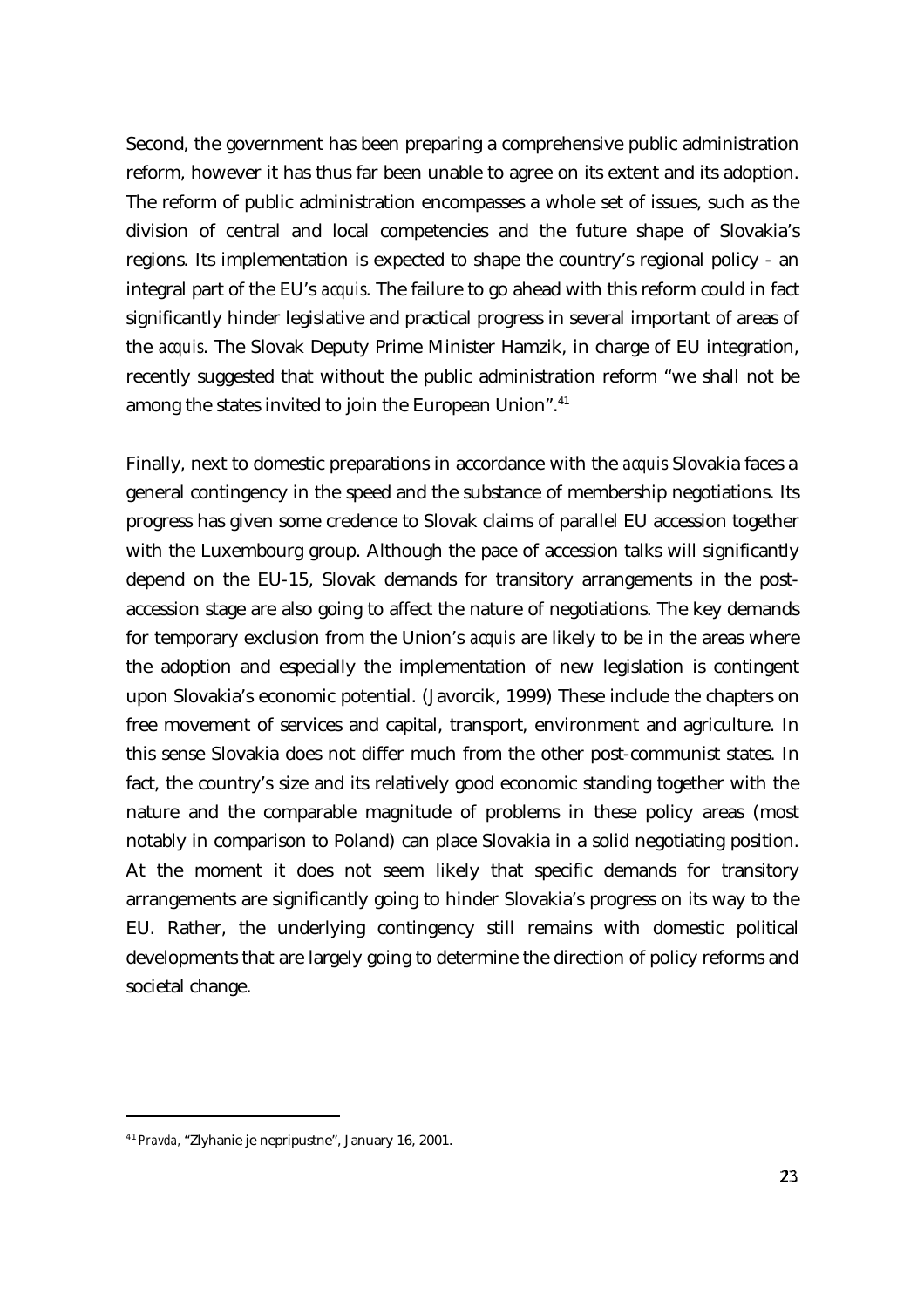Second, the government has been preparing a comprehensive public administration reform, however it has thus far been unable to agree on its extent and its adoption. The reform of public administration encompasses a whole set of issues, such as the division of central and local competencies and the future shape of Slovakia's regions. Its implementation is expected to shape the country's regional policy - an integral part of the EU's *acquis*. The failure to go ahead with this reform could in fact significantly hinder legislative and practical progress in several important of areas of the *acquis*. The Slovak Deputy Prime Minister Hamzik, in charge of EU integration, recently suggested that without the public administration reform "we shall not be among the states invited to join the European Union".[41]

Finally, next to domestic preparations in accordance with the *acquis* Slovakia faces a general contingency in the speed and the substance of membership negotiations. Its progress has given some credence to Slovak claims of parallel EU accession together with the Luxembourg group. Although the pace of accession talks will significantly depend on the EU-15, Slovak demands for transitory arrangements in the post-accession stage are also going to affect the nature of negotiations. The key demands for temporary exclusion from the Union's *acquis* are likely to be in the areas where the adoption and especially the implementation of new legislation is contingent upon Slovakia's economic potential. (Javorcik, 1999) These include the chapters on free movement of services and capital, transport, environment and agriculture. In this sense Slovakia does not differ much from the other post-communist states. In fact, the country's size and its relatively good economic standing together with the nature and the comparable magnitude of problems in these policy areas (most notably in comparison to Poland) can place Slovakia in a solid negotiating position. At the moment it does not seem likely that specific demands for transitory arrangements are significantly going to hinder Slovakia's progress on its way to the EU. Rather, the underlying contingency still remains with domestic political developments that are largely going to determine the direction of policy reforms and societal change.

---

[41] *Pravda*, "Zlyhanie je nepripustne", January 16, 2001.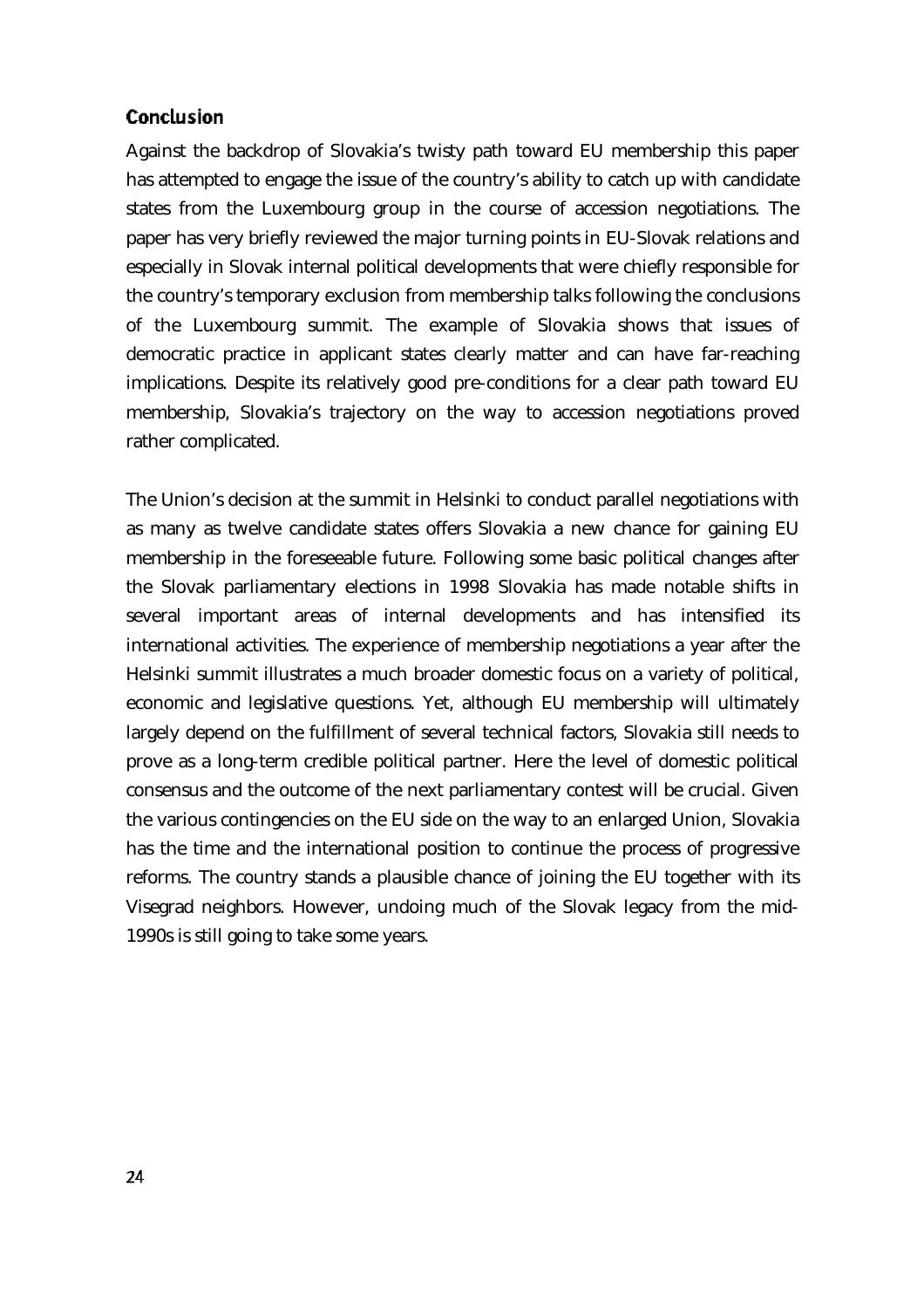## Conclusion

Against the backdrop of Slovakia's twisty path toward EU membership this paper has attempted to engage the issue of the country's ability to catch up with candidate states from the Luxembourg group in the course of accession negotiations. The paper has very briefly reviewed the major turning points in EU-Slovak relations and especially in Slovak internal political developments that were chiefly responsible for the country's temporary exclusion from membership talks following the conclusions of the Luxembourg summit. The example of Slovakia shows that issues of democratic practice in applicant states clearly matter and can have far-reaching implications. Despite its relatively good pre-conditions for a clear path toward EU membership, Slovakia's trajectory on the way to accession negotiations proved rather complicated.

The Union's decision at the summit in Helsinki to conduct parallel negotiations with as many as twelve candidate states offers Slovakia a new chance for gaining EU membership in the foreseeable future. Following some basic political changes after the Slovak parliamentary elections in 1998 Slovakia has made notable shifts in several important areas of internal developments and has intensified its international activities. The experience of membership negotiations a year after the Helsinki summit illustrates a much broader domestic focus on a variety of political, economic and legislative questions. Yet, although EU membership will ultimately largely depend on the fulfillment of several technical factors, Slovakia still needs to prove as a long-term credible political partner. Here the level of domestic political consensus and the outcome of the next parliamentary contest will be crucial. Given the various contingencies on the EU side on the way to an enlarged Union, Slovakia has the time and the international position to continue the process of progressive reforms. The country stands a plausible chance of joining the EU together with its Visegrad neighbors. However, undoing much of the Slovak legacy from the mid-1990s is still going to take some years.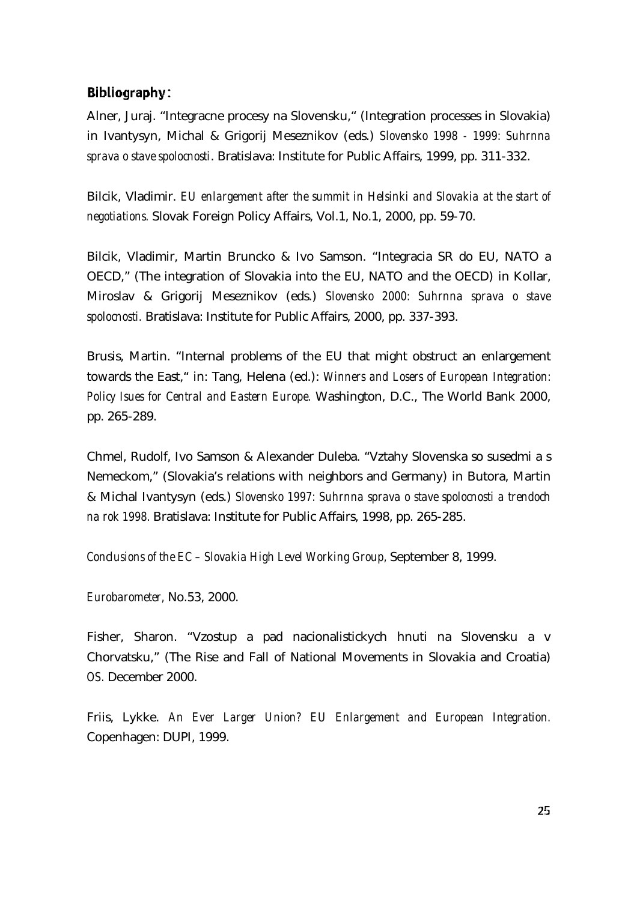**Bibliography**:

Alner, Juraj. “Integracne procesy na Slovensku,“ (Integration processes in Slovakia) in Ivantysyn, Michal & Grigorij Meseznikov (eds.) *Slovensko 1998 - 1999: Suhrnna sprava o stave spolocnosti*. Bratislava: Institute for Public Affairs, 1999, pp. 311-332.

Bilcik, Vladimir. *EU enlargement after the summit in Helsinki and Slovakia at the start of negotiations.* Slovak Foreign Policy Affairs, Vol.1, No.1, 2000, pp. 59-70.

Bilcik, Vladimir, Martin Bruncko & Ivo Samson. “Integracia SR do EU, NATO a OECD,” (The integration of Slovakia into the EU, NATO and the OECD) in Kollar, Miroslav & Grigorij Meseznikov (eds.) *Slovensko 2000: Suhrnna sprava o stave spolocnosti.* Bratislava: Institute for Public Affairs, 2000, pp. 337-393.

Brusis, Martin. “Internal problems of the EU that might obstruct an enlargement towards the East,“ in: Tang, Helena (ed.): *Winners and Losers of European Integration: Policy Isues for Central and Eastern Europe.* Washington, D.C., The World Bank 2000, pp. 265-289.

Chmel, Rudolf, Ivo Samson & Alexander Duleba. “Vztahy Slovenska so susedmi a s Nemeckom,” (Slovakia's relations with neighbors and Germany) in Butora, Martin & Michal Ivantysyn (eds.) *Slovensko 1997: Suhrnna sprava o stave spolocnosti a trendoch na rok 1998.* Bratislava: Institute for Public Affairs, 1998, pp. 265-285.

*Conclusions of the EC – Slovakia High Level Working Group,* September 8, 1999.

*Eurobarometer,* No.53, 2000.

Fisher, Sharon. “Vzostup a pad nacionalistickych hnuti na Slovensku a v Chorvatsku,” (The Rise and Fall of National Movements in Slovakia and Croatia) *OS.* December 2000.

Friis, Lykke. *An Ever Larger Union? EU Enlargement and European Integration.* Copenhagen: DUPI, 1999.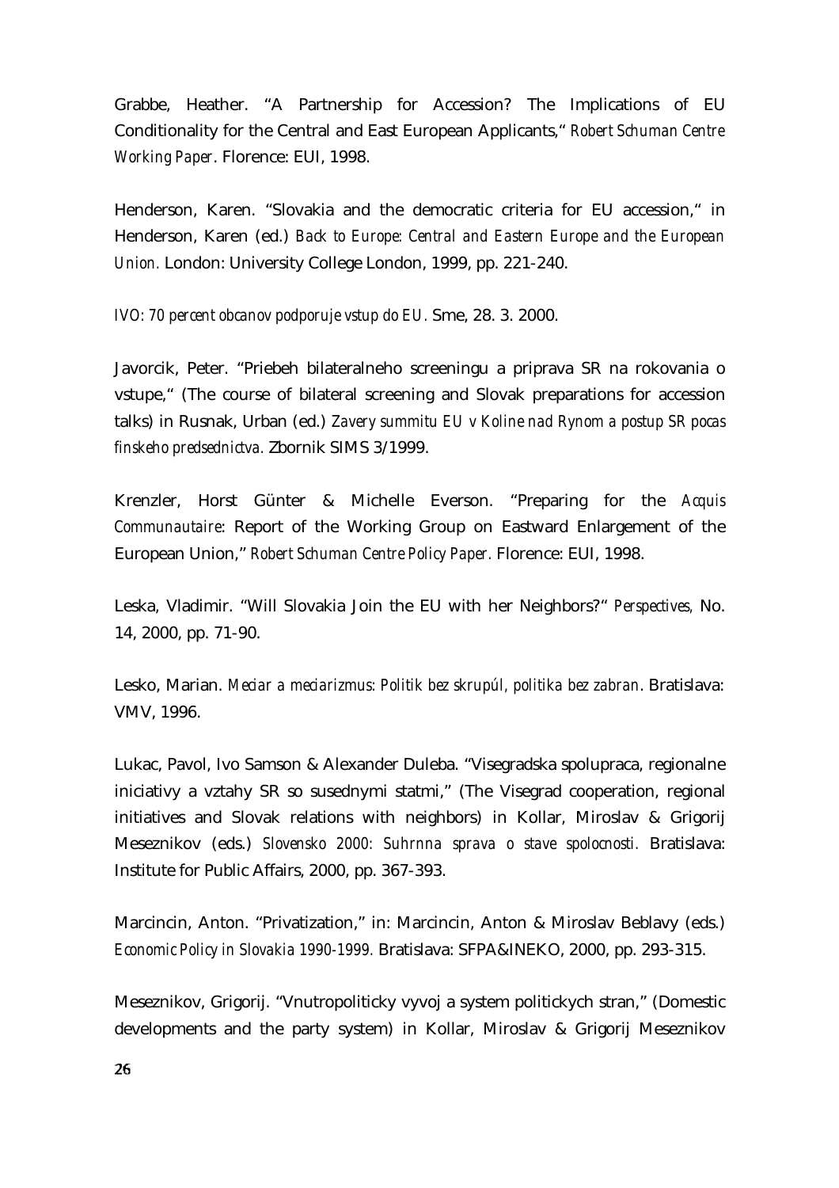Grabbe, Heather. "A Partnership for Accession? The Implications of EU Conditionality for the Central and East European Applicants," *Robert Schuman Centre Working Paper*. Florence: EUI, 1998.

Henderson, Karen. "Slovakia and the democratic criteria for EU accession," in Henderson, Karen (ed.) *Back to Europe: Central and Eastern Europe and the European Union.* London: University College London, 1999, pp. 221-240.

*IVO: 70 percent obcanov podporuje vstup do EU.* Sme, 28. 3. 2000.

Javorcik, Peter. "Priebeh bilateralneho screeningu a priprava SR na rokovania o vstupe," (The course of bilateral screening and Slovak preparations for accession talks) in Rusnak, Urban (ed.) *Zavery summitu EU v Koline nad Rynom a postup SR pocas finskeho predsednictva.* Zbornik SIMS 3/1999.

Krenzler, Horst Günter & Michelle Everson. "Preparing for the *Acquis Communautaire*: Report of the Working Group on Eastward Enlargement of the European Union," *Robert Schuman Centre Policy Paper.* Florence: EUI, 1998.

Leska, Vladimir. "Will Slovakia Join the EU with her Neighbors?" *Perspectives,* No. 14, 2000, pp. 71-90.

Lesko, Marian. *Meciar a meciarizmus: Politik bez skrupúl, politika bez zabran*. Bratislava: VMV, 1996.

Lukac, Pavol, Ivo Samson & Alexander Duleba. "Visegradska spolupraca, regionalne iniciativy a vztahy SR so susednymi statmi," (The Visegrad cooperation, regional initiatives and Slovak relations with neighbors) in Kollar, Miroslav & Grigorij Meseznikov (eds.) *Slovensko 2000: Suhrnna sprava o stave spolocnosti.* Bratislava: Institute for Public Affairs, 2000, pp. 367-393.

Marcincin, Anton. "Privatization," in: Marcincin, Anton & Miroslav Beblavy (eds.) *Economic Policy in Slovakia 1990-1999.* Bratislava: SFPA&INEKO, 2000, pp. 293-315.

Meseznikov, Grigorij. "Vnutropoliticky vyvoj a system politickych stran," (Domestic developments and the party system) in Kollar, Miroslav & Grigorij Meseznikov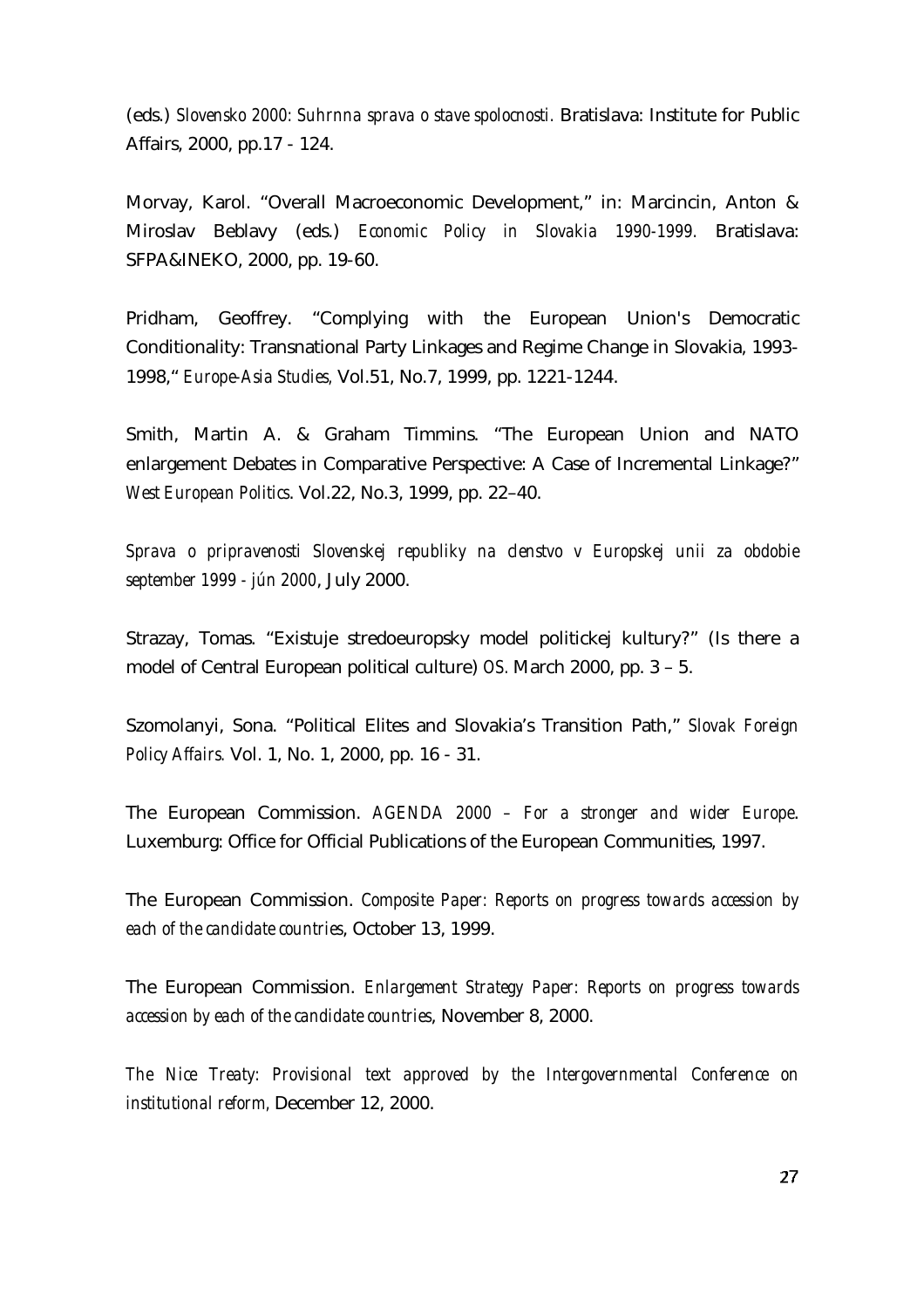(eds.) *Slovensko 2000: Suhrnna sprava o stave spolocnosti.* Bratislava: Institute for Public Affairs, 2000, pp.17 - 124.

Morvay, Karol. "Overall Macroeconomic Development," in: Marcincin, Anton & Miroslav Beblavy (eds.) *Economic Policy in Slovakia 1990-1999.* Bratislava: SFPA&INEKO, 2000, pp. 19-60.

Pridham, Geoffrey. "Complying with the European Union's Democratic Conditionality: Transnational Party Linkages and Regime Change in Slovakia, 1993-1998," *Europe-Asia Studies,* Vol.51, No.7, 1999, pp. 1221-1244.

Smith, Martin A. & Graham Timmins. "The European Union and NATO enlargement Debates in Comparative Perspective: A Case of Incremental Linkage?" *West European Politics*. Vol.22, No.3, 1999, pp. 22–40.

*Sprava o pripravenosti Slovenskej republiky na clenstvo v Europskej unii za obdobie september 1999 - jún 2000*, July 2000.

Strazay, Tomas. "Existuje stredoeuropsky model politickej kultury?" (Is there a model of Central European political culture) *OS.* March 2000, pp. 3 – 5.

Szomolanyi, Sona. "Political Elites and Slovakia's Transition Path," *Slovak Foreign Policy Affairs.* Vol. 1, No. 1, 2000, pp. 16 - 31.

The European Commission. *AGENDA 2000 – For a stronger and wider Europe*. Luxemburg: Office for Official Publications of the European Communities, 1997.

The European Commission. *Composite Paper: Reports on progress towards accession by each of the candidate countries*, October 13, 1999.

The European Commission. *Enlargement Strategy Paper: Reports on progress towards accession by each of the candidate countries*, November 8, 2000.

*The Nice Treaty: Provisional text approved by the Intergovernmental Conference on institutional reform,* December 12, 2000.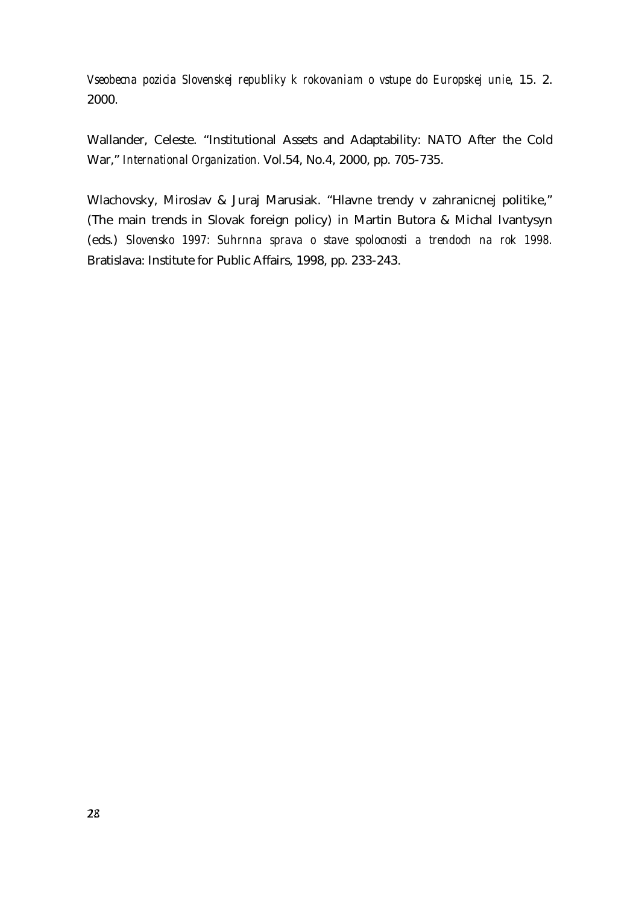*Vseobecna pozicia Slovenskej republiky k rokovaniam o vstupe do Europskej unie,* 15. 2. 2000.

Wallander, Celeste. "Institutional Assets and Adaptability: NATO After the Cold War," *International Organization.* Vol.54, No.4, 2000, pp. 705-735.

Wlachovsky, Miroslav & Juraj Marusiak. "Hlavne trendy v zahranicnej politike," (The main trends in Slovak foreign policy) in Martin Butora & Michal Ivantysyn (eds.) *Slovensko 1997: Suhrnna sprava o stave spolocnosti a trendoch na rok 1998.* Bratislava: Institute for Public Affairs, 1998, pp. 233-243.